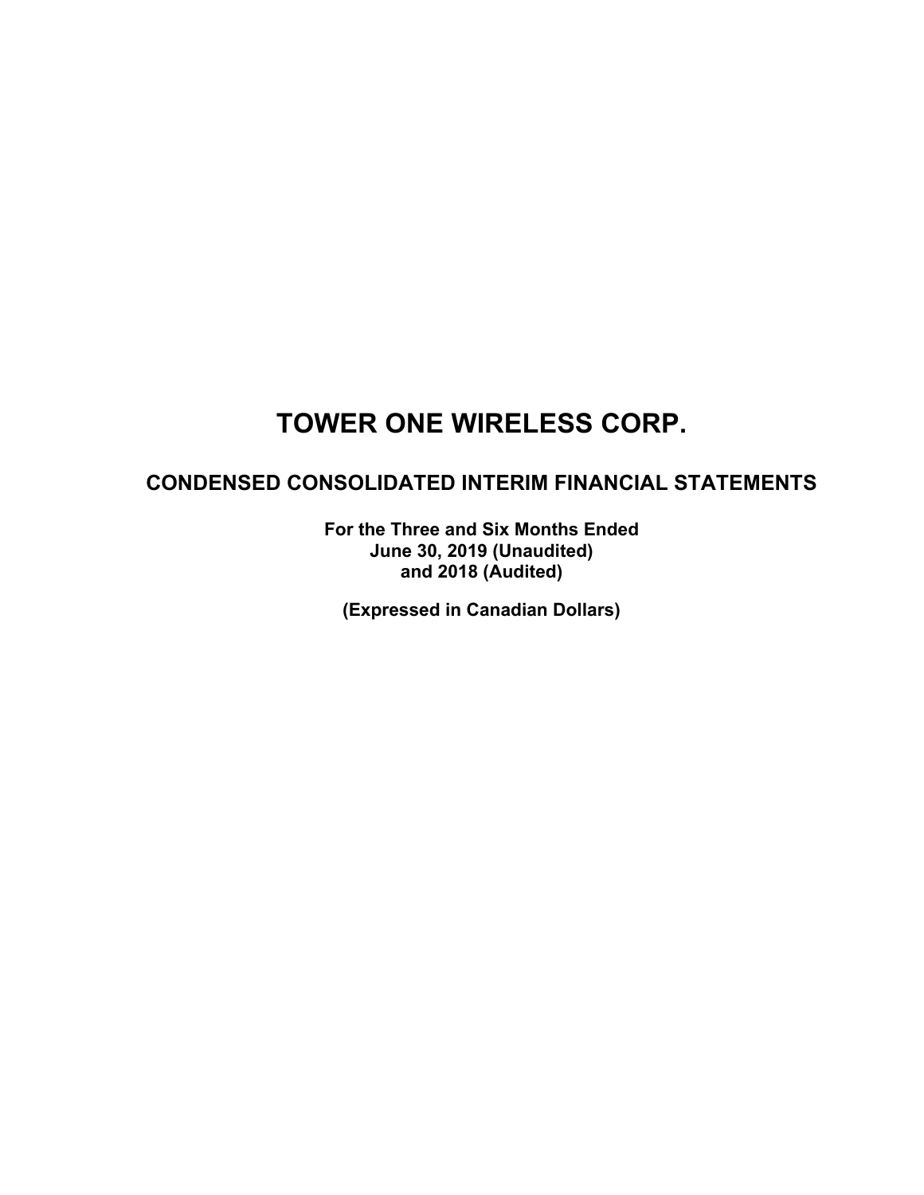# TOWER ONE WIRELESS CORP.

## CONDENSED CONSOLIDATED INTERIM FINANCIAL STATEMENTS

**For the Three and Six Months Ended**
**June 30, 2019 (Unaudited)**
**and 2018 (Audited)**

**(Expressed in Canadian Dollars)**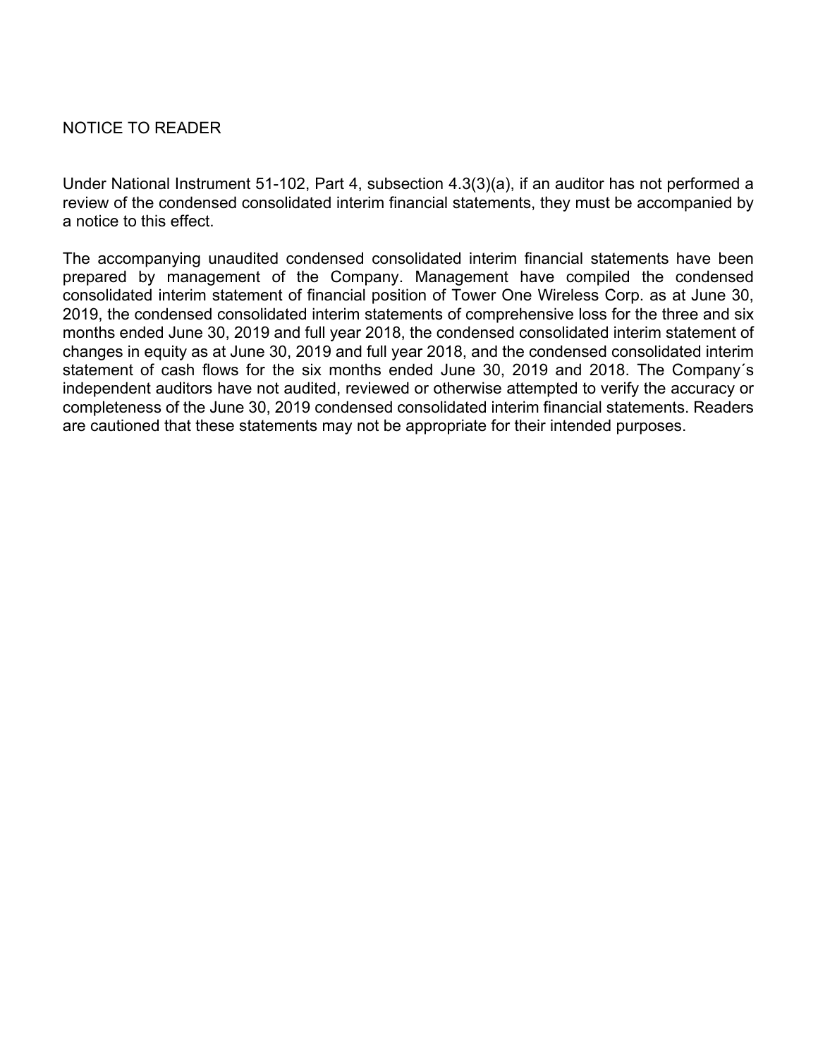NOTICE TO READER

Under National Instrument 51-102, Part 4, subsection 4.3(3)(a), if an auditor has not performed a review of the condensed consolidated interim financial statements, they must be accompanied by a notice to this effect.

The accompanying unaudited condensed consolidated interim financial statements have been prepared by management of the Company. Management have compiled the condensed consolidated interim statement of financial position of Tower One Wireless Corp. as at June 30, 2019, the condensed consolidated interim statements of comprehensive loss for the three and six months ended June 30, 2019 and full year 2018, the condensed consolidated interim statement of changes in equity as at June 30, 2019 and full year 2018, and the condensed consolidated interim statement of cash flows for the six months ended June 30, 2019 and 2018. The Company´s independent auditors have not audited, reviewed or otherwise attempted to verify the accuracy or completeness of the June 30, 2019 condensed consolidated interim financial statements. Readers are cautioned that these statements may not be appropriate for their intended purposes.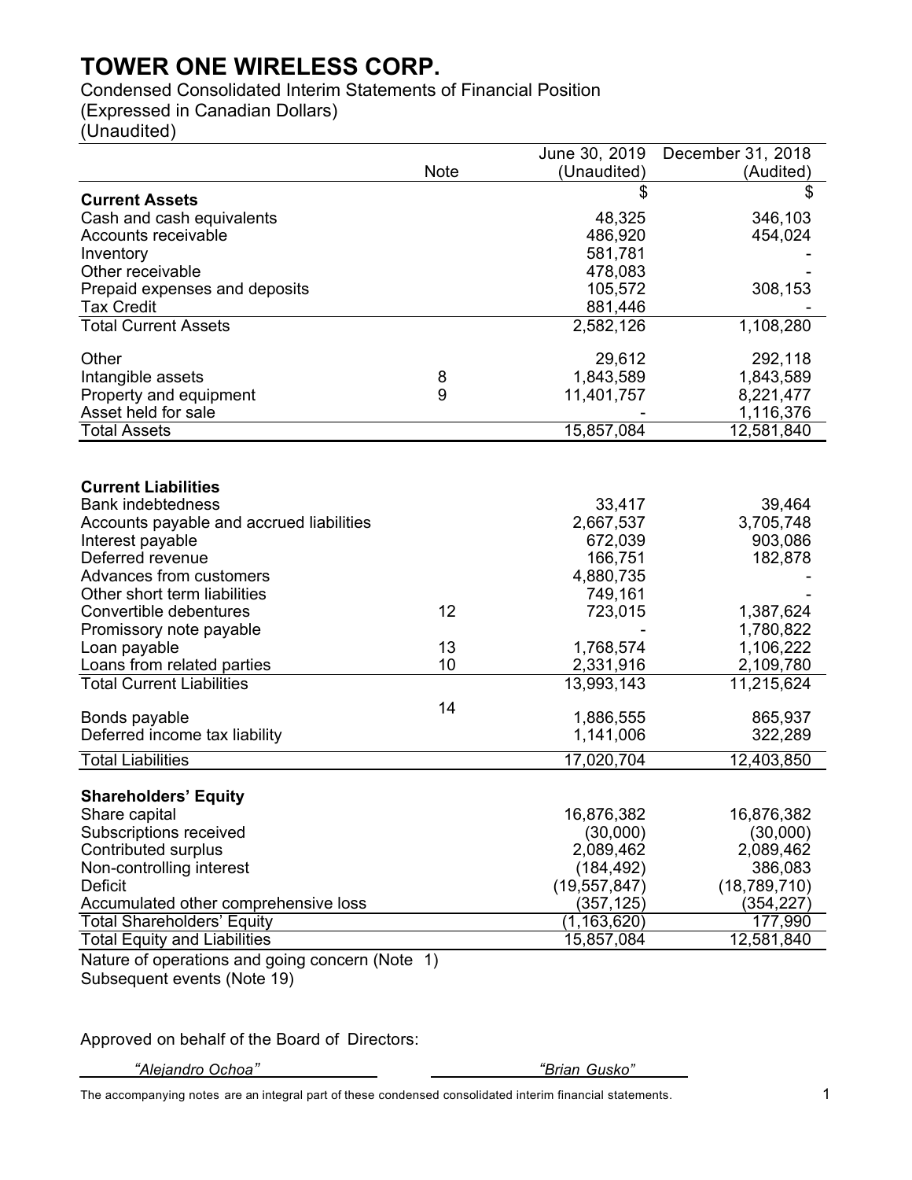# TOWER ONE WIRELESS CORP.

Condensed Consolidated Interim Statements of Financial Position
(Expressed in Canadian Dollars)
(Unaudited)

| | Note | June 30, 2019 (Unaudited) | December 31, 2018 (Audited) |
|---|---|---|---|
| | | $ | $ |
| **Current Assets** | | | |
| Cash and cash equivalents | | 48,325 | 346,103 |
| Accounts receivable | | 486,920 | 454,024 |
| Inventory | | 581,781 | - |
| Other receivable | | 478,083 | - |
| Prepaid expenses and deposits | | 105,572 | 308,153 |
| Tax Credit | | 881,446 | - |
| Total Current Assets | | 2,582,126 | 1,108,280 |
| Other | | 29,612 | 292,118 |
| Intangible assets | 8 | 1,843,589 | 1,843,589 |
| Property and equipment | 9 | 11,401,757 | 8,221,477 |
| Asset held for sale | | - | 1,116,376 |
| Total Assets | | 15,857,084 | 12,581,840 |
| **Current Liabilities** | | | |
| Bank indebtedness | | 33,417 | 39,464 |
| Accounts payable and accrued liabilities | | 2,667,537 | 3,705,748 |
| Interest payable | | 672,039 | 903,086 |
| Deferred revenue | | 166,751 | 182,878 |
| Advances from customers | | 4,880,735 | - |
| Other short term liabilities | | 749,161 | - |
| Convertible debentures | 12 | 723,015 | 1,387,624 |
| Promissory note payable | | - | 1,780,822 |
| Loan payable | 13 | 1,768,574 | 1,106,222 |
| Loans from related parties | 10 | 2,331,916 | 2,109,780 |
| Total Current Liabilities | | 13,993,143 | 11,215,624 |
| Bonds payable | 14 | 1,886,555 | 865,937 |
| Deferred income tax liability | | 1,141,006 | 322,289 |
| Total Liabilities | | 17,020,704 | 12,403,850 |
| **Shareholders' Equity** | | | |
| Share capital | | 16,876,382 | 16,876,382 |
| Subscriptions received | | (30,000) | (30,000) |
| Contributed surplus | | 2,089,462 | 2,089,462 |
| Non-controlling interest | | (184,492) | 386,083 |
| Deficit | | (19,557,847) | (18,789,710) |
| Accumulated other comprehensive loss | | (357,125) | (354,227) |
| Total Shareholders' Equity | | (1,163,620) | 177,990 |
| Total Equity and Liabilities | | 15,857,084 | 12,581,840 |

Nature of operations and going concern (Note 1)
Subsequent events (Note 19)

Approved on behalf of the Board of Directors:

*"Alejandro Ochoa"* *"Brian Gusko"*

The accompanying notes are an integral part of these condensed consolidated interim financial statements.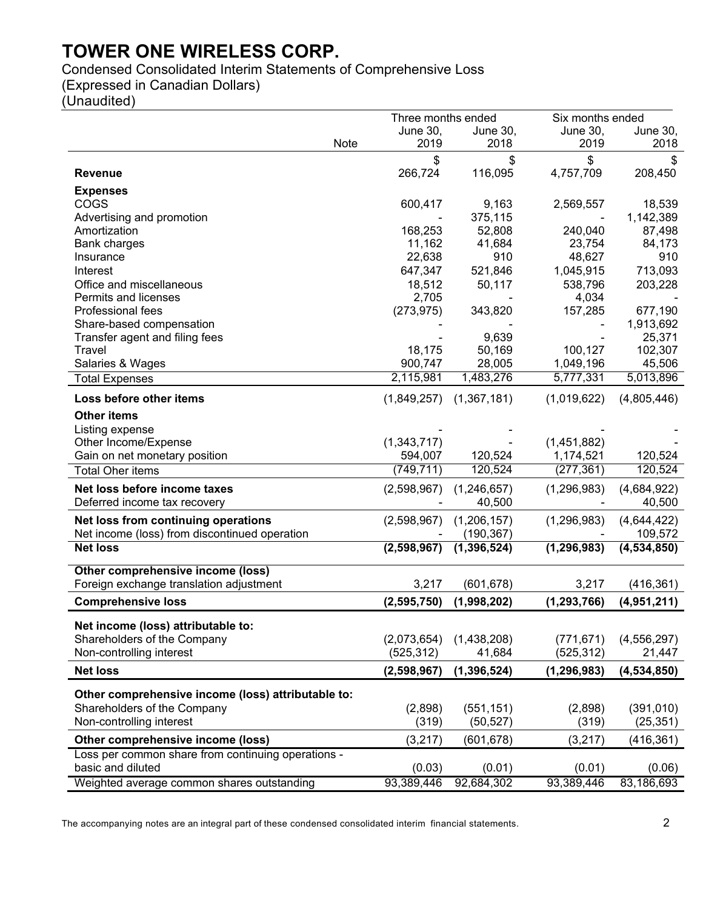# TOWER ONE WIRELESS CORP.

Condensed Consolidated Interim Statements of Comprehensive Loss
(Expressed in Canadian Dollars)
(Unaudited)

| | | Three months ended | | Six months ended | |
|---|---|---|---|---|---|
| | Note | June 30, 2019 | June 30, 2018 | June 30, 2019 | June 30, 2018 |
| | | $ | $ | $ | $ |
| **Revenue** | | 266,724 | 116,095 | 4,757,709 | 208,450 |
| **Expenses** | | | | | |
| COGS | | 600,417 | 9,163 | 2,569,557 | 18,539 |
| Advertising and promotion | | - | 375,115 | - | 1,142,389 |
| Amortization | | 168,253 | 52,808 | 240,040 | 87,498 |
| Bank charges | | 11,162 | 41,684 | 23,754 | 84,173 |
| Insurance | | 22,638 | 910 | 48,627 | 910 |
| Interest | | 647,347 | 521,846 | 1,045,915 | 713,093 |
| Office and miscellaneous | | 18,512 | 50,117 | 538,796 | 203,228 |
| Permits and licenses | | 2,705 | - | 4,034 | - |
| Professional fees | | (273,975) | 343,820 | 157,285 | 677,190 |
| Share-based compensation | | - | - | - | 1,913,692 |
| Transfer agent and filing fees | | - | 9,639 | - | 25,371 |
| Travel | | 18,175 | 50,169 | 100,127 | 102,307 |
| Salaries & Wages | | 900,747 | 28,005 | 1,049,196 | 45,506 |
| Total Expenses | | 2,115,981 | 1,483,276 | 5,777,331 | 5,013,896 |
| **Loss before other items** | | (1,849,257) | (1,367,181) | (1,019,622) | (4,805,446) |
| **Other items** | | | | | |
| Listing expense | | - | - | - | - |
| Other Income/Expense | | (1,343,717) | - | (1,451,882) | - |
| Gain on net monetary position | | 594,007 | 120,524 | 1,174,521 | 120,524 |
| Total Oher items | | (749,711) | 120,524 | (277,361) | 120,524 |
| **Net loss before income taxes** | | (2,598,967) | (1,246,657) | (1,296,983) | (4,684,922) |
| Deferred income tax recovery | | - | 40,500 | - | 40,500 |
| **Net loss from continuing operations** | | (2,598,967) | (1,206,157) | (1,296,983) | (4,644,422) |
| Net income (loss) from discontinued operation | | - | (190,367) | - | 109,572 |
| **Net loss** | | **(2,598,967)** | **(1,396,524)** | **(1,296,983)** | **(4,534,850)** |
| **Other comprehensive income (loss)** | | | | | |
| Foreign exchange translation adjustment | | 3,217 | (601,678) | 3,217 | (416,361) |
| **Comprehensive loss** | | **(2,595,750)** | **(1,998,202)** | **(1,293,766)** | **(4,951,211)** |
| **Net income (loss) attributable to:** | | | | | |
| Shareholders of the Company | | (2,073,654) | (1,438,208) | (771,671) | (4,556,297) |
| Non-controlling interest | | (525,312) | 41,684 | (525,312) | 21,447 |
| **Net loss** | | **(2,598,967)** | **(1,396,524)** | **(1,296,983)** | **(4,534,850)** |
| **Other comprehensive income (loss) attributable to:** | | | | | |
| Shareholders of the Company | | (2,898) | (551,151) | (2,898) | (391,010) |
| Non-controlling interest | | (319) | (50,527) | (319) | (25,351) |
| **Other comprehensive income (loss)** | | (3,217) | (601,678) | (3,217) | (416,361) |
| Loss per common share from continuing operations - basic and diluted | | (0.03) | (0.01) | (0.01) | (0.06) |
| Weighted average common shares outstanding | | 93,389,446 | 92,684,302 | 93,389,446 | 83,186,693 |

The accompanying notes are an integral part of these condensed consolidated interim financial statements.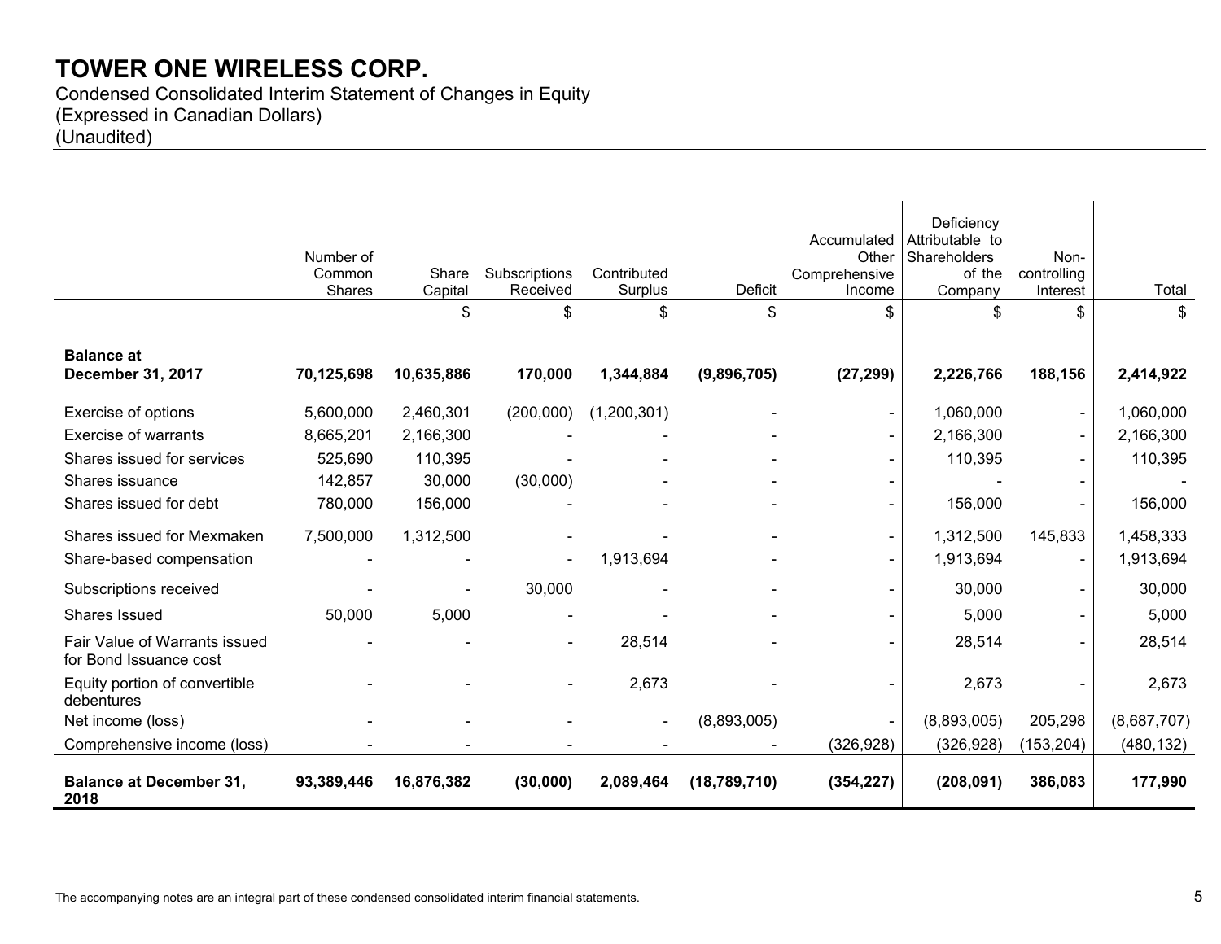# TOWER ONE WIRELESS CORP.

Condensed Consolidated Interim Statement of Changes in Equity
(Expressed in Canadian Dollars)
(Unaudited)

| | Number of Common Shares | Share Capital | Subscriptions Received | Contributed Surplus | Deficit | Accumulated Other Comprehensive Income | Deficiency Attributable to Shareholders of the Company | Non-controlling Interest | Total |
|---|---|---|---|---|---|---|---|---|---|
| | | $ | $ | $ | $ | $ | $ | $ | $ |
| **Balance at December 31, 2017** | **70,125,698** | **10,635,886** | **170,000** | **1,344,884** | **(9,896,705)** | **(27,299)** | **2,226,766** | **188,156** | **2,414,922** |
| Exercise of options | 5,600,000 | 2,460,301 | (200,000) | (1,200,301) | - | - | 1,060,000 | - | 1,060,000 |
| Exercise of warrants | 8,665,201 | 2,166,300 | - | - | - | - | 2,166,300 | - | 2,166,300 |
| Shares issued for services | 525,690 | 110,395 | - | - | - | - | 110,395 | - | 110,395 |
| Shares issuance | 142,857 | 30,000 | (30,000) | - | - | - | - | - | - |
| Shares issued for debt | 780,000 | 156,000 | - | - | - | - | 156,000 | - | 156,000 |
| Shares issued for Mexmaken | 7,500,000 | 1,312,500 | - | - | - | - | 1,312,500 | 145,833 | 1,458,333 |
| Share-based compensation | - | - | - | 1,913,694 | - | - | 1,913,694 | - | 1,913,694 |
| Subscriptions received | - | - | 30,000 | - | - | - | 30,000 | - | 30,000 |
| Shares Issued | 50,000 | 5,000 | - | - | - | - | 5,000 | - | 5,000 |
| Fair Value of Warrants issued for Bond Issuance cost | - | - | - | 28,514 | - | - | 28,514 | - | 28,514 |
| Equity portion of convertible debentures | - | - | - | 2,673 | - | - | 2,673 | - | 2,673 |
| Net income (loss) | - | - | - | - | (8,893,005) | - | (8,893,005) | 205,298 | (8,687,707) |
| Comprehensive income (loss) | - | - | - | - | - | (326,928) | (326,928) | (153,204) | (480,132) |
| **Balance at December 31, 2018** | **93,389,446** | **16,876,382** | **(30,000)** | **2,089,464** | **(18,789,710)** | **(354,227)** | **(208,091)** | **386,083** | **177,990** |

The accompanying notes are an integral part of these condensed consolidated interim financial statements.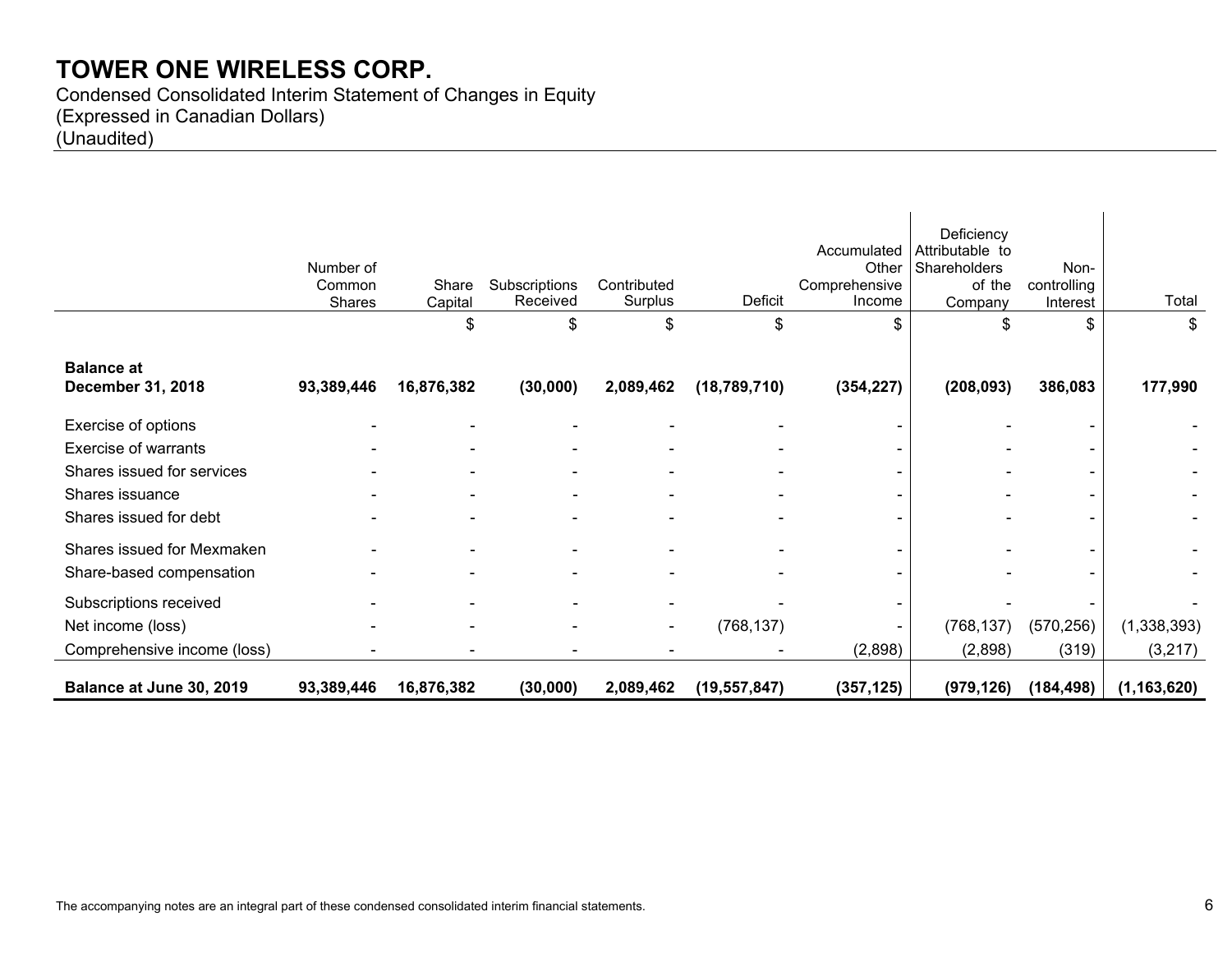# TOWER ONE WIRELESS CORP.

Condensed Consolidated Interim Statement of Changes in Equity
(Expressed in Canadian Dollars)
(Unaudited)

| | Number of Common Shares | Share Capital | Subscriptions Received | Contributed Surplus | Deficit | Accumulated Other Comprehensive Income | Deficiency Attributable to Shareholders of the Company | Non-controlling Interest | Total |
|---|---|---|---|---|---|---|---|---|---|
| | | $ | $ | $ | $ | $ | $ | $ | $ |
| **Balance at December 31, 2018** | **93,389,446** | **16,876,382** | **(30,000)** | **2,089,462** | **(18,789,710)** | **(354,227)** | **(208,093)** | **386,083** | **177,990** |
| Exercise of options | - | - | - | - | - | - | - | - | - |
| Exercise of warrants | - | - | - | - | - | - | - | - | - |
| Shares issued for services | - | - | - | - | - | - | - | - | - |
| Shares issuance | - | - | - | - | - | - | - | - | - |
| Shares issued for debt | - | - | - | - | - | - | - | - | - |
| Shares issued for Mexmaken | - | - | - | - | - | - | - | - | - |
| Share-based compensation | - | - | - | - | - | - | - | - | - |
| Subscriptions received | - | - | - | - | - | - | - | - | - |
| Net income (loss) | - | - | - | - | (768,137) | - | (768,137) | (570,256) | (1,338,393) |
| Comprehensive income (loss) | - | - | - | - | - | (2,898) | (2,898) | (319) | (3,217) |
| **Balance at June 30, 2019** | **93,389,446** | **16,876,382** | **(30,000)** | **2,089,462** | **(19,557,847)** | **(357,125)** | **(979,126)** | **(184,498)** | **(1,163,620)** |

The accompanying notes are an integral part of these condensed consolidated interim financial statements.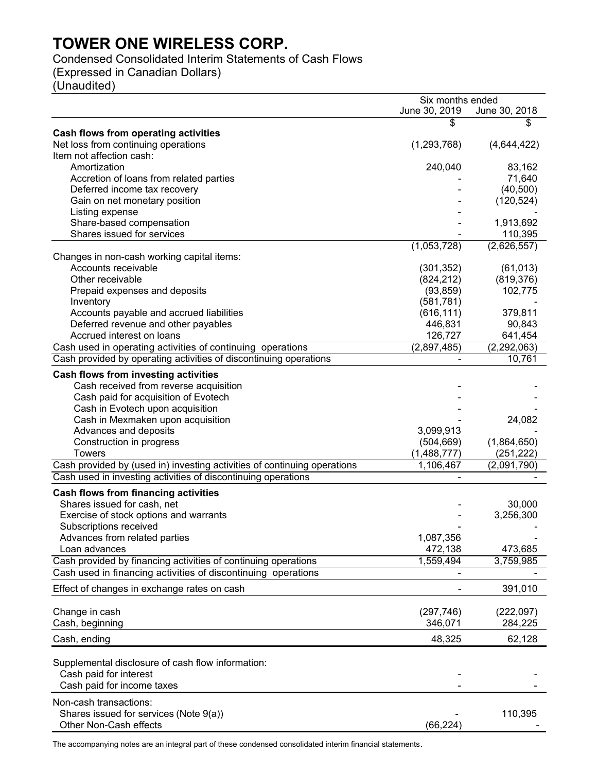# TOWER ONE WIRELESS CORP.

Condensed Consolidated Interim Statements of Cash Flows
(Expressed in Canadian Dollars)
(Unaudited)

| | Six months ended June 30, 2019 | Six months ended June 30, 2018 |
|---|---|---|
| | $ | $ |
| **Cash flows from operating activities** | | |
| Net loss from continuing operations | (1,293,768) | (4,644,422) |
| Item not affection cash: | | |
| Amortization | 240,040 | 83,162 |
| Accretion of loans from related parties | - | 71,640 |
| Deferred income tax recovery | - | (40,500) |
| Gain on net monetary position | - | (120,524) |
| Listing expense | - | - |
| Share-based compensation | - | 1,913,692 |
| Shares issued for services | - | 110,395 |
| | (1,053,728) | (2,626,557) |
| Changes in non-cash working capital items: | | |
| Accounts receivable | (301,352) | (61,013) |
| Other receivable | (824,212) | (819,376) |
| Prepaid expenses and deposits | (93,859) | 102,775 |
| Inventory | (581,781) | - |
| Accounts payable and accrued liabilities | (616,111) | 379,811 |
| Deferred revenue and other payables | 446,831 | 90,843 |
| Accrued interest on loans | 126,727 | 641,454 |
| Cash used in operating activities of continuing operations | (2,897,485) | (2,292,063) |
| Cash provided by operating activities of discontinuing operations | - | 10,761 |
| **Cash flows from investing activities** | | |
| Cash received from reverse acquisition | - | - |
| Cash paid for acquisition of Evotech | - | - |
| Cash in Evotech upon acquisition | - | - |
| Cash in Mexmaken upon acquisition | - | 24,082 |
| Advances and deposits | 3,099,913 | - |
| Construction in progress | (504,669) | (1,864,650) |
| Towers | (1,488,777) | (251,222) |
| Cash provided by (used in) investing activities of continuing operations | 1,106,467 | (2,091,790) |
| Cash used in investing activities of discontinuing operations | - | - |
| **Cash flows from financing activities** | | |
| Shares issued for cash, net | - | 30,000 |
| Exercise of stock options and warrants | - | 3,256,300 |
| Subscriptions received | - | - |
| Advances from related parties | 1,087,356 | - |
| Loan advances | 472,138 | 473,685 |
| Cash provided by financing activities of continuing operations | 1,559,494 | 3,759,985 |
| Cash used in financing activities of discontinuing operations | - | - |
| Effect of changes in exchange rates on cash | - | 391,010 |
| Change in cash | (297,746) | (222,097) |
| Cash, beginning | 346,071 | 284,225 |
| Cash, ending | 48,325 | 62,128 |
| Supplemental disclosure of cash flow information: | | |
| Cash paid for interest | - | - |
| Cash paid for income taxes | - | - |
| Non-cash transactions: | | |
| Shares issued for services (Note 9(a)) | - | 110,395 |
| Other Non-Cash effects | (66,224) | - |

The accompanying notes are an integral part of these condensed consolidated interim financial statements.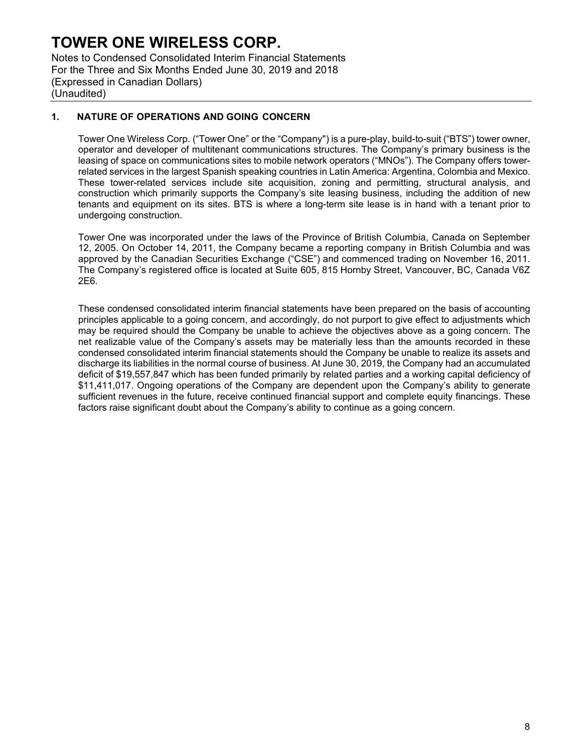## 1. NATURE OF OPERATIONS AND GOING CONCERN

Tower One Wireless Corp. ("Tower One" or the "Company") is a pure-play, build-to-suit ("BTS") tower owner, operator and developer of multitenant communications structures. The Company's primary business is the leasing of space on communications sites to mobile network operators ("MNOs"). The Company offers tower-related services in the largest Spanish speaking countries in Latin America: Argentina, Colombia and Mexico. These tower-related services include site acquisition, zoning and permitting, structural analysis, and construction which primarily supports the Company's site leasing business, including the addition of new tenants and equipment on its sites. BTS is where a long-term site lease is in hand with a tenant prior to undergoing construction.

Tower One was incorporated under the laws of the Province of British Columbia, Canada on September 12, 2005. On October 14, 2011, the Company became a reporting company in British Columbia and was approved by the Canadian Securities Exchange ("CSE") and commenced trading on November 16, 2011. The Company's registered office is located at Suite 605, 815 Hornby Street, Vancouver, BC, Canada V6Z 2E6.

These condensed consolidated interim financial statements have been prepared on the basis of accounting principles applicable to a going concern, and accordingly, do not purport to give effect to adjustments which may be required should the Company be unable to achieve the objectives above as a going concern. The net realizable value of the Company's assets may be materially less than the amounts recorded in these condensed consolidated interim financial statements should the Company be unable to realize its assets and discharge its liabilities in the normal course of business. At June 30, 2019, the Company had an accumulated deficit of $19,557,847 which has been funded primarily by related parties and a working capital deficiency of $11,411,017. Ongoing operations of the Company are dependent upon the Company's ability to generate sufficient revenues in the future, receive continued financial support and complete equity financings. These factors raise significant doubt about the Company's ability to continue as a going concern.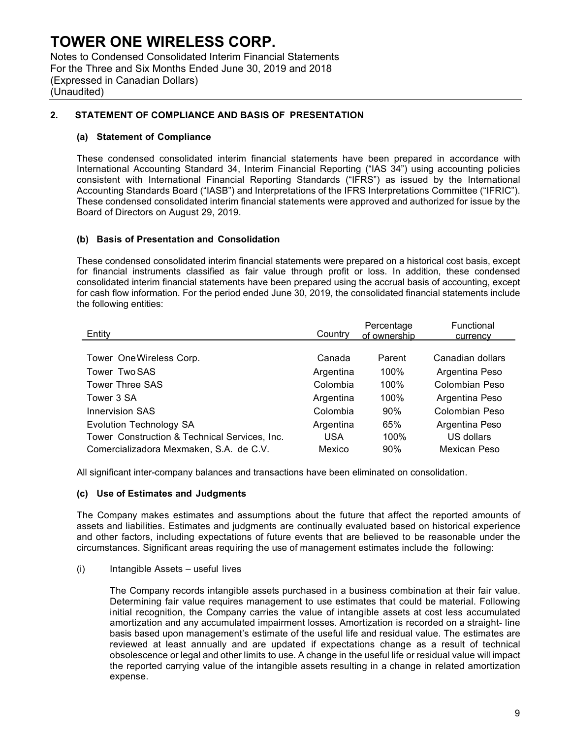## 2. STATEMENT OF COMPLIANCE AND BASIS OF PRESENTATION

### (a) Statement of Compliance

These condensed consolidated interim financial statements have been prepared in accordance with International Accounting Standard 34, Interim Financial Reporting ("IAS 34") using accounting policies consistent with International Financial Reporting Standards ("IFRS") as issued by the International Accounting Standards Board ("IASB") and Interpretations of the IFRS Interpretations Committee ("IFRIC"). These condensed consolidated interim financial statements were approved and authorized for issue by the Board of Directors on August 29, 2019.

### (b) Basis of Presentation and Consolidation

These condensed consolidated interim financial statements were prepared on a historical cost basis, except for financial instruments classified as fair value through profit or loss. In addition, these condensed consolidated interim financial statements have been prepared using the accrual basis of accounting, except for cash flow information. For the period ended June 30, 2019, the consolidated financial statements include the following entities:

| Entity | Country | Percentage of ownership | Functional currency |
|---|---|---|---|
| Tower One Wireless Corp. | Canada | Parent | Canadian dollars |
| Tower Two SAS | Argentina | 100% | Argentina Peso |
| Tower Three SAS | Colombia | 100% | Colombian Peso |
| Tower 3 SA | Argentina | 100% | Argentina Peso |
| Innervision SAS | Colombia | 90% | Colombian Peso |
| Evolution Technology SA | Argentina | 65% | Argentina Peso |
| Tower Construction & Technical Services, Inc. | USA | 100% | US dollars |
| Comercializadora Mexmaken, S.A. de C.V. | Mexico | 90% | Mexican Peso |

All significant inter-company balances and transactions have been eliminated on consolidation.

### (c) Use of Estimates and Judgments

The Company makes estimates and assumptions about the future that affect the reported amounts of assets and liabilities. Estimates and judgments are continually evaluated based on historical experience and other factors, including expectations of future events that are believed to be reasonable under the circumstances. Significant areas requiring the use of management estimates include the following:

(i) Intangible Assets – useful lives

The Company records intangible assets purchased in a business combination at their fair value. Determining fair value requires management to use estimates that could be material. Following initial recognition, the Company carries the value of intangible assets at cost less accumulated amortization and any accumulated impairment losses. Amortization is recorded on a straight- line basis based upon management's estimate of the useful life and residual value. The estimates are reviewed at least annually and are updated if expectations change as a result of technical obsolescence or legal and other limits to use. A change in the useful life or residual value will impact the reported carrying value of the intangible assets resulting in a change in related amortization expense.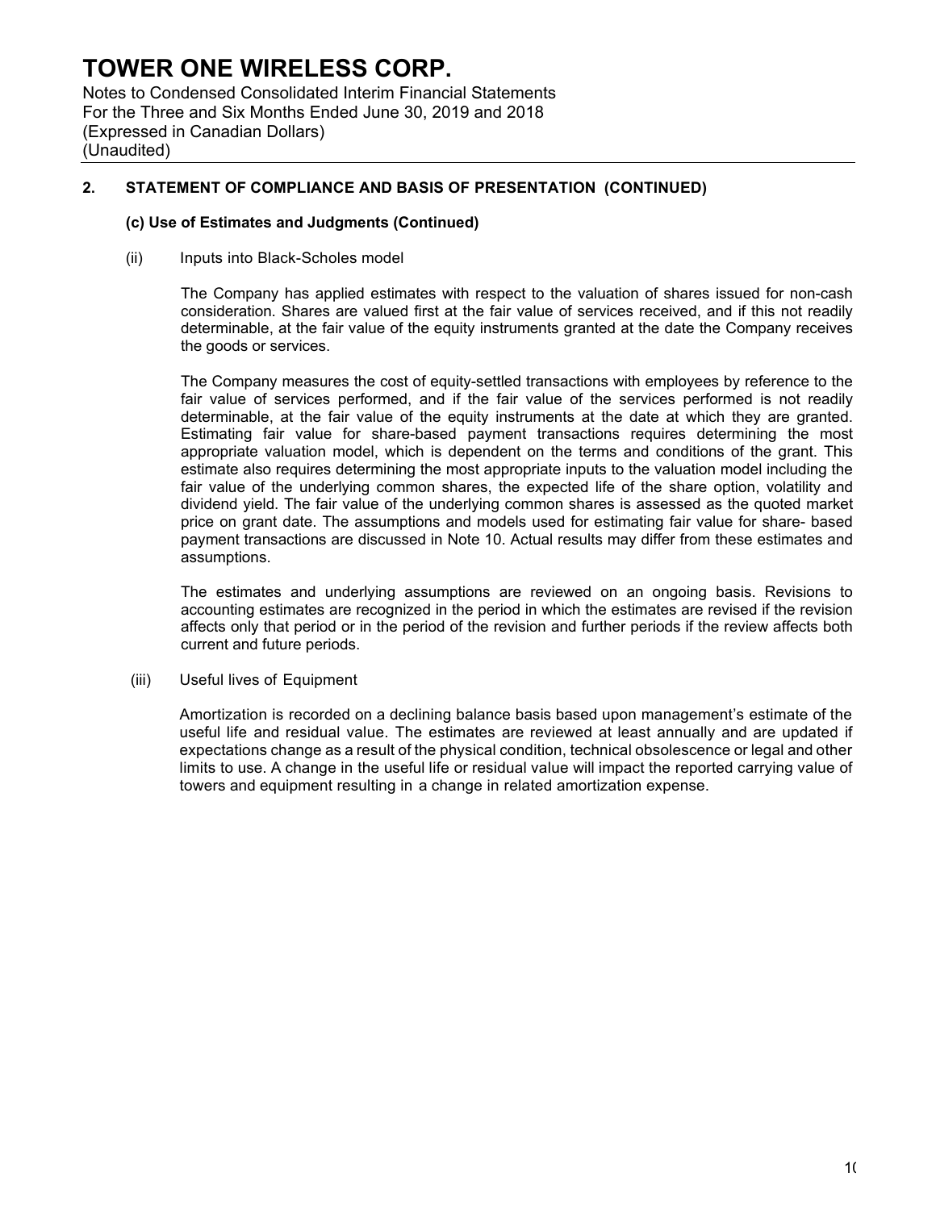## 2. STATEMENT OF COMPLIANCE AND BASIS OF PRESENTATION (CONTINUED)

### (c) Use of Estimates and Judgments (Continued)

(ii) Inputs into Black-Scholes model

The Company has applied estimates with respect to the valuation of shares issued for non-cash consideration. Shares are valued first at the fair value of services received, and if this not readily determinable, at the fair value of the equity instruments granted at the date the Company receives the goods or services.

The Company measures the cost of equity-settled transactions with employees by reference to the fair value of services performed, and if the fair value of the services performed is not readily determinable, at the fair value of the equity instruments at the date at which they are granted. Estimating fair value for share-based payment transactions requires determining the most appropriate valuation model, which is dependent on the terms and conditions of the grant. This estimate also requires determining the most appropriate inputs to the valuation model including the fair value of the underlying common shares, the expected life of the share option, volatility and dividend yield. The fair value of the underlying common shares is assessed as the quoted market price on grant date. The assumptions and models used for estimating fair value for share- based payment transactions are discussed in Note 10. Actual results may differ from these estimates and assumptions.

The estimates and underlying assumptions are reviewed on an ongoing basis. Revisions to accounting estimates are recognized in the period in which the estimates are revised if the revision affects only that period or in the period of the revision and further periods if the review affects both current and future periods.

(iii) Useful lives of Equipment

Amortization is recorded on a declining balance basis based upon management's estimate of the useful life and residual value. The estimates are reviewed at least annually and are updated if expectations change as a result of the physical condition, technical obsolescence or legal and other limits to use. A change in the useful life or residual value will impact the reported carrying value of towers and equipment resulting in a change in related amortization expense.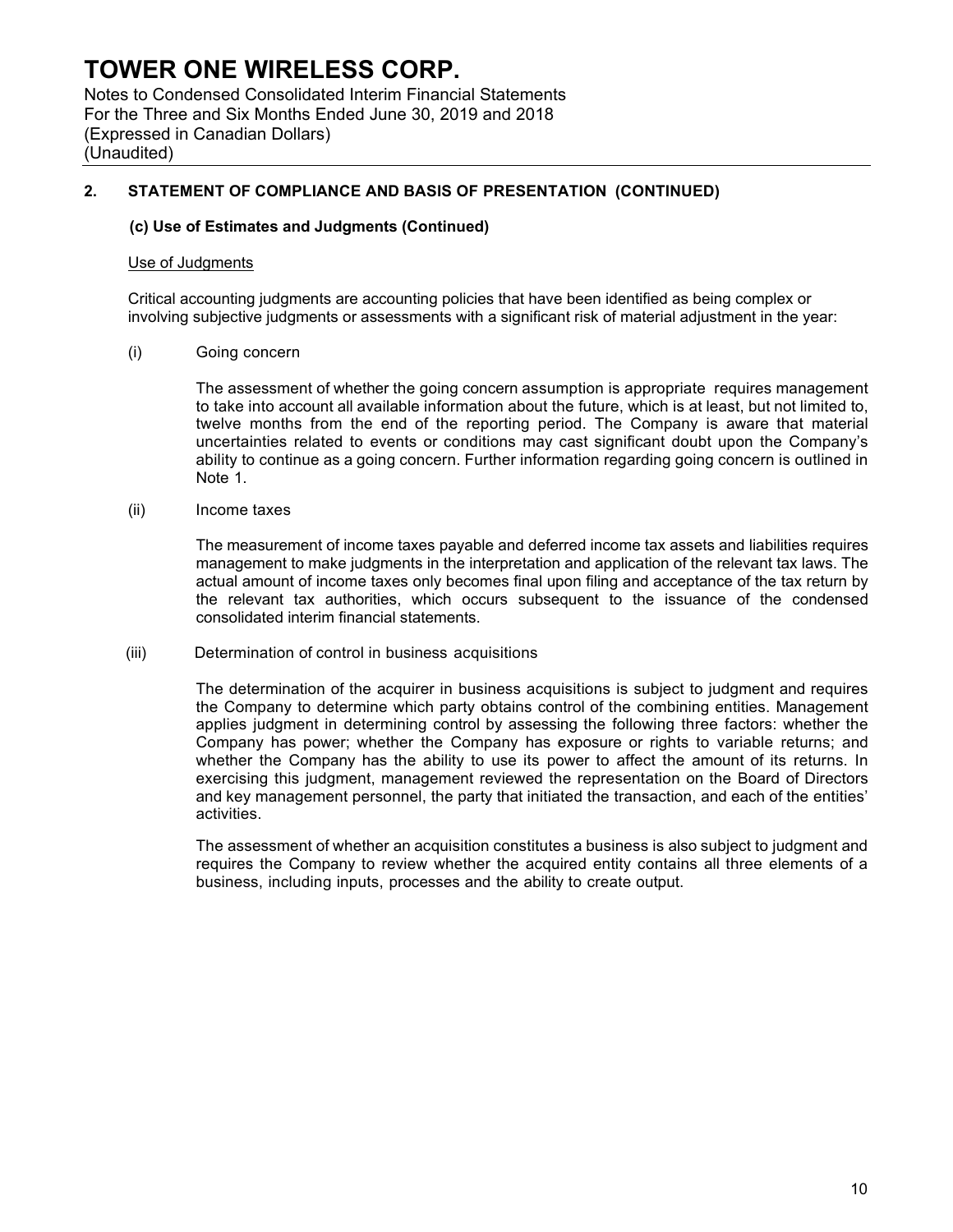# TOWER ONE WIRELESS CORP.

Notes to Condensed Consolidated Interim Financial Statements
For the Three and Six Months Ended June 30, 2019 and 2018
(Expressed in Canadian Dollars)
(Unaudited)

## 2. STATEMENT OF COMPLIANCE AND BASIS OF PRESENTATION (CONTINUED)

### (c) Use of Estimates and Judgments (Continued)

Use of Judgments

Critical accounting judgments are accounting policies that have been identified as being complex or involving subjective judgments or assessments with a significant risk of material adjustment in the year:

(i) Going concern

The assessment of whether the going concern assumption is appropriate requires management to take into account all available information about the future, which is at least, but not limited to, twelve months from the end of the reporting period. The Company is aware that material uncertainties related to events or conditions may cast significant doubt upon the Company's ability to continue as a going concern. Further information regarding going concern is outlined in Note 1.

(ii) Income taxes

The measurement of income taxes payable and deferred income tax assets and liabilities requires management to make judgments in the interpretation and application of the relevant tax laws. The actual amount of income taxes only becomes final upon filing and acceptance of the tax return by the relevant tax authorities, which occurs subsequent to the issuance of the condensed consolidated interim financial statements.

(iii) Determination of control in business acquisitions

The determination of the acquirer in business acquisitions is subject to judgment and requires the Company to determine which party obtains control of the combining entities. Management applies judgment in determining control by assessing the following three factors: whether the Company has power; whether the Company has exposure or rights to variable returns; and whether the Company has the ability to use its power to affect the amount of its returns. In exercising this judgment, management reviewed the representation on the Board of Directors and key management personnel, the party that initiated the transaction, and each of the entities' activities.

The assessment of whether an acquisition constitutes a business is also subject to judgment and requires the Company to review whether the acquired entity contains all three elements of a business, including inputs, processes and the ability to create output.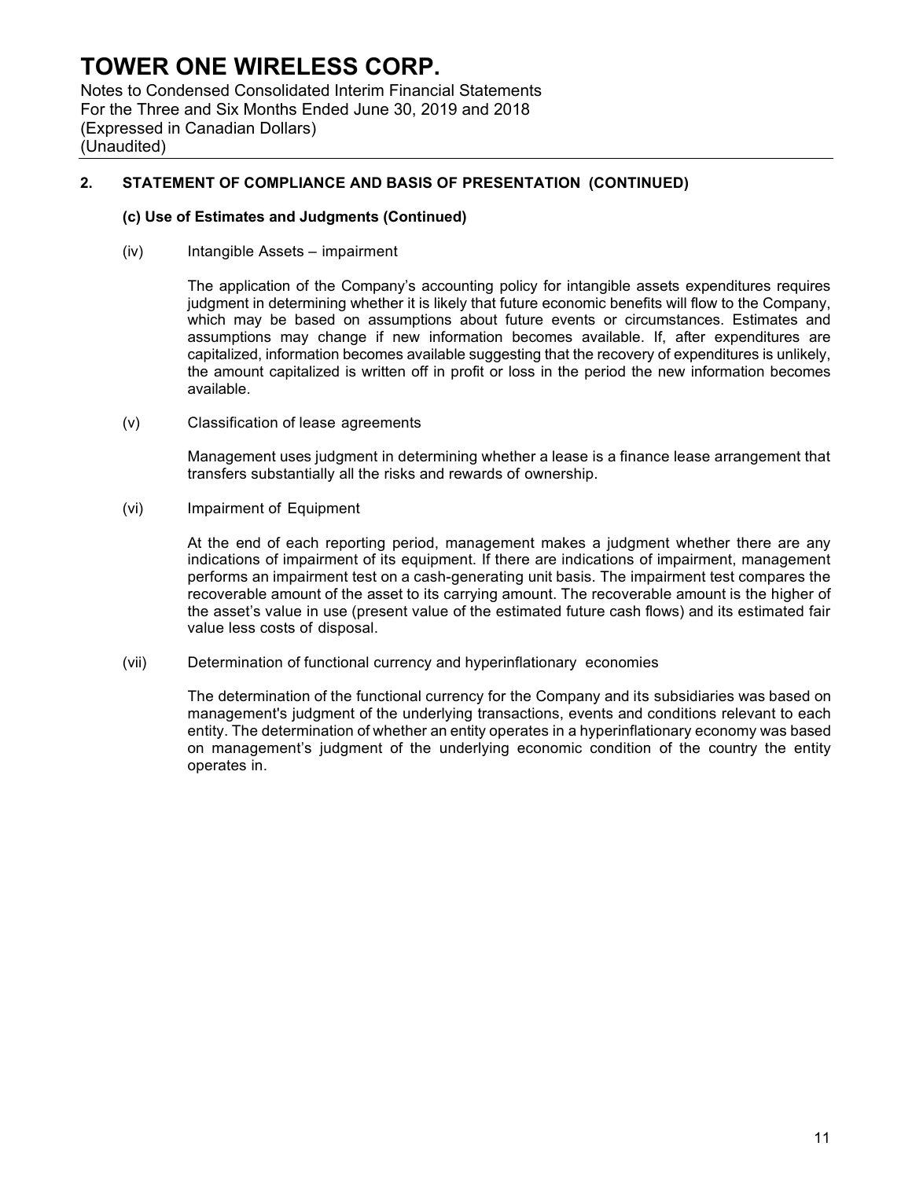## 2. STATEMENT OF COMPLIANCE AND BASIS OF PRESENTATION (CONTINUED)

### (c) Use of Estimates and Judgments (Continued)

(iv) Intangible Assets – impairment

The application of the Company's accounting policy for intangible assets expenditures requires judgment in determining whether it is likely that future economic benefits will flow to the Company, which may be based on assumptions about future events or circumstances. Estimates and assumptions may change if new information becomes available. If, after expenditures are capitalized, information becomes available suggesting that the recovery of expenditures is unlikely, the amount capitalized is written off in profit or loss in the period the new information becomes available.

(v) Classification of lease agreements

Management uses judgment in determining whether a lease is a finance lease arrangement that transfers substantially all the risks and rewards of ownership.

(vi) Impairment of Equipment

At the end of each reporting period, management makes a judgment whether there are any indications of impairment of its equipment. If there are indications of impairment, management performs an impairment test on a cash-generating unit basis. The impairment test compares the recoverable amount of the asset to its carrying amount. The recoverable amount is the higher of the asset's value in use (present value of the estimated future cash flows) and its estimated fair value less costs of disposal.

(vii) Determination of functional currency and hyperinflationary economies

The determination of the functional currency for the Company and its subsidiaries was based on management's judgment of the underlying transactions, events and conditions relevant to each entity. The determination of whether an entity operates in a hyperinflationary economy was based on management's judgment of the underlying economic condition of the country the entity operates in.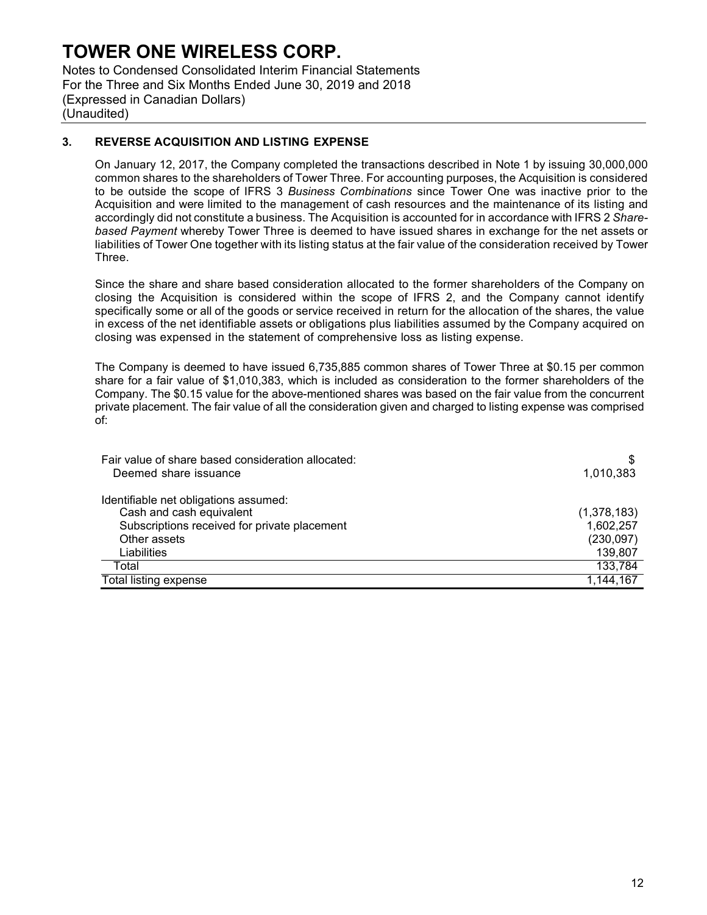# TOWER ONE WIRELESS CORP.

Notes to Condensed Consolidated Interim Financial Statements
For the Three and Six Months Ended June 30, 2019 and 2018
(Expressed in Canadian Dollars)
(Unaudited)

### 3. REVERSE ACQUISITION AND LISTING EXPENSE

On January 12, 2017, the Company completed the transactions described in Note 1 by issuing 30,000,000 common shares to the shareholders of Tower Three. For accounting purposes, the Acquisition is considered to be outside the scope of IFRS 3 *Business Combinations* since Tower One was inactive prior to the Acquisition and were limited to the management of cash resources and the maintenance of its listing and accordingly did not constitute a business. The Acquisition is accounted for in accordance with IFRS 2 *Share-based Payment* whereby Tower Three is deemed to have issued shares in exchange for the net assets or liabilities of Tower One together with its listing status at the fair value of the consideration received by Tower Three.

Since the share and share based consideration allocated to the former shareholders of the Company on closing the Acquisition is considered within the scope of IFRS 2, and the Company cannot identify specifically some or all of the goods or service received in return for the allocation of the shares, the value in excess of the net identifiable assets or obligations plus liabilities assumed by the Company acquired on closing was expensed in the statement of comprehensive loss as listing expense.

The Company is deemed to have issued 6,735,885 common shares of Tower Three at $0.15 per common share for a fair value of $1,010,383, which is included as consideration to the former shareholders of the Company. The $0.15 value for the above-mentioned shares was based on the fair value from the concurrent private placement. The fair value of all the consideration given and charged to listing expense was comprised of:

| | $ |
|---|---|
| Fair value of share based consideration allocated: | |
| Deemed share issuance | 1,010,383 |
| Identifiable net obligations assumed: | |
| Cash and cash equivalent | (1,378,183) |
| Subscriptions received for private placement | 1,602,257 |
| Other assets | (230,097) |
| Liabilities | 139,807 |
| Total | 133,784 |
| Total listing expense | 1,144,167 |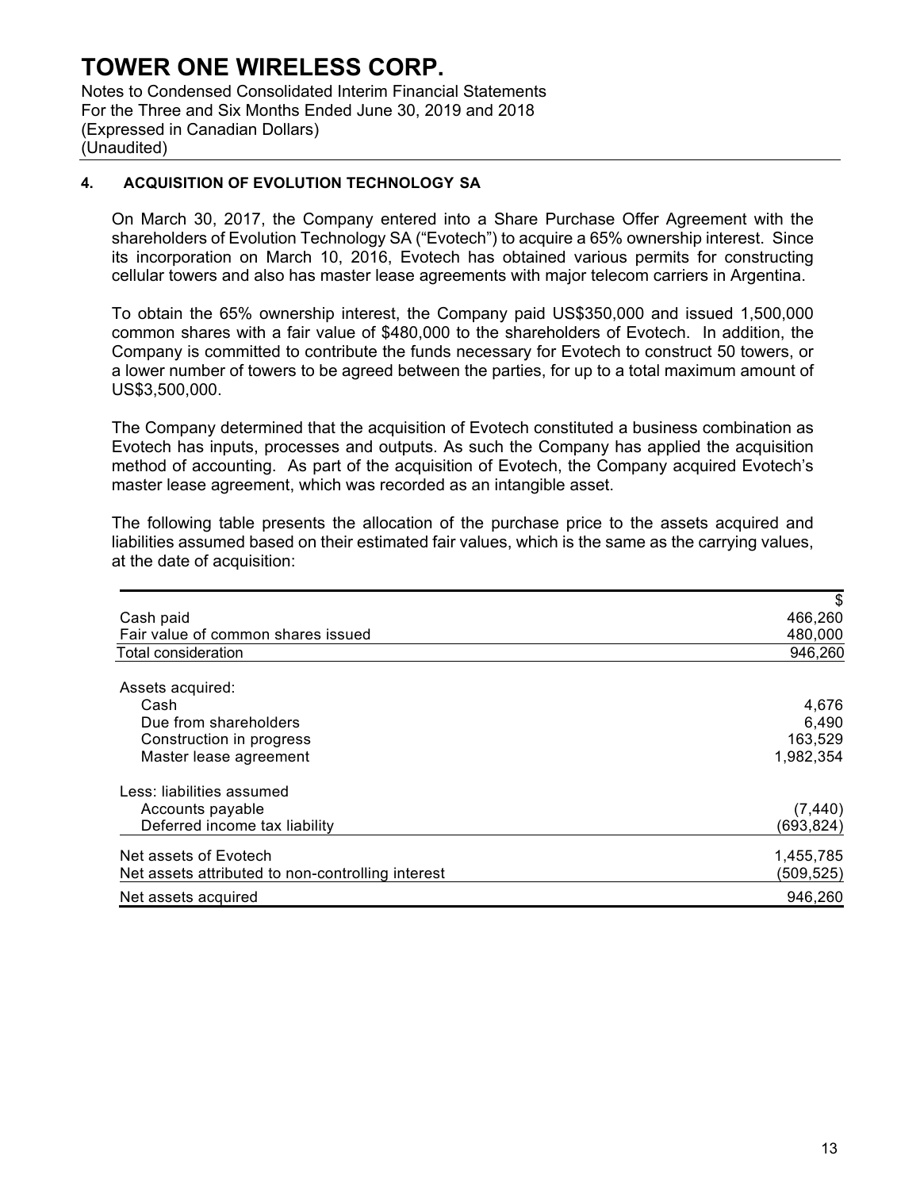## 4. ACQUISITION OF EVOLUTION TECHNOLOGY SA

On March 30, 2017, the Company entered into a Share Purchase Offer Agreement with the shareholders of Evolution Technology SA ("Evotech") to acquire a 65% ownership interest. Since its incorporation on March 10, 2016, Evotech has obtained various permits for constructing cellular towers and also has master lease agreements with major telecom carriers in Argentina.

To obtain the 65% ownership interest, the Company paid US$350,000 and issued 1,500,000 common shares with a fair value of $480,000 to the shareholders of Evotech. In addition, the Company is committed to contribute the funds necessary for Evotech to construct 50 towers, or a lower number of towers to be agreed between the parties, for up to a total maximum amount of US$3,500,000.

The Company determined that the acquisition of Evotech constituted a business combination as Evotech has inputs, processes and outputs. As such the Company has applied the acquisition method of accounting. As part of the acquisition of Evotech, the Company acquired Evotech's master lease agreement, which was recorded as an intangible asset.

The following table presents the allocation of the purchase price to the assets acquired and liabilities assumed based on their estimated fair values, which is the same as the carrying values, at the date of acquisition:

| | $ |
|---|---|
| Cash paid | 466,260 |
| Fair value of common shares issued | 480,000 |
| Total consideration | 946,260 |
| | |
| Assets acquired: | |
| Cash | 4,676 |
| Due from shareholders | 6,490 |
| Construction in progress | 163,529 |
| Master lease agreement | 1,982,354 |
| | |
| Less: liabilities assumed | |
| Accounts payable | (7,440) |
| Deferred income tax liability | (693,824) |
| | |
| Net assets of Evotech | 1,455,785 |
| Net assets attributed to non-controlling interest | (509,525) |
| Net assets acquired | 946,260 |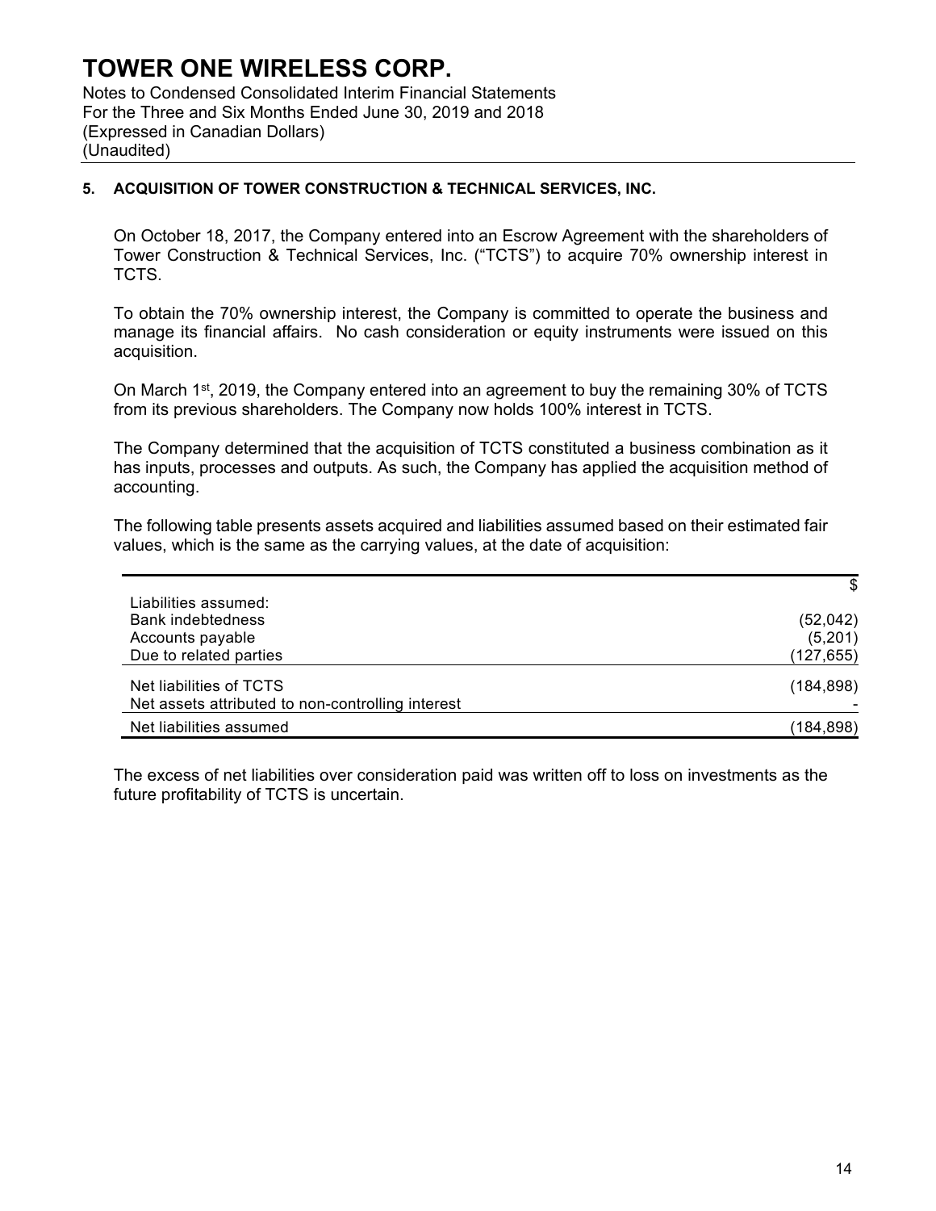# TOWER ONE WIRELESS CORP.

Notes to Condensed Consolidated Interim Financial Statements
For the Three and Six Months Ended June 30, 2019 and 2018
(Expressed in Canadian Dollars)
(Unaudited)

## 5. ACQUISITION OF TOWER CONSTRUCTION & TECHNICAL SERVICES, INC.

On October 18, 2017, the Company entered into an Escrow Agreement with the shareholders of Tower Construction & Technical Services, Inc. ("TCTS") to acquire 70% ownership interest in TCTS.

To obtain the 70% ownership interest, the Company is committed to operate the business and manage its financial affairs. No cash consideration or equity instruments were issued on this acquisition.

On March 1st, 2019, the Company entered into an agreement to buy the remaining 30% of TCTS from its previous shareholders. The Company now holds 100% interest in TCTS.

The Company determined that the acquisition of TCTS constituted a business combination as it has inputs, processes and outputs. As such, the Company has applied the acquisition method of accounting.

The following table presents assets acquired and liabilities assumed based on their estimated fair values, which is the same as the carrying values, at the date of acquisition:

| | $ |
|---|---|
| Liabilities assumed: | |
| Bank indebtedness | (52,042) |
| Accounts payable | (5,201) |
| Due to related parties | (127,655) |
| Net liabilities of TCTS | (184,898) |
| Net assets attributed to non-controlling interest | - |
| Net liabilities assumed | (184,898) |

The excess of net liabilities over consideration paid was written off to loss on investments as the future profitability of TCTS is uncertain.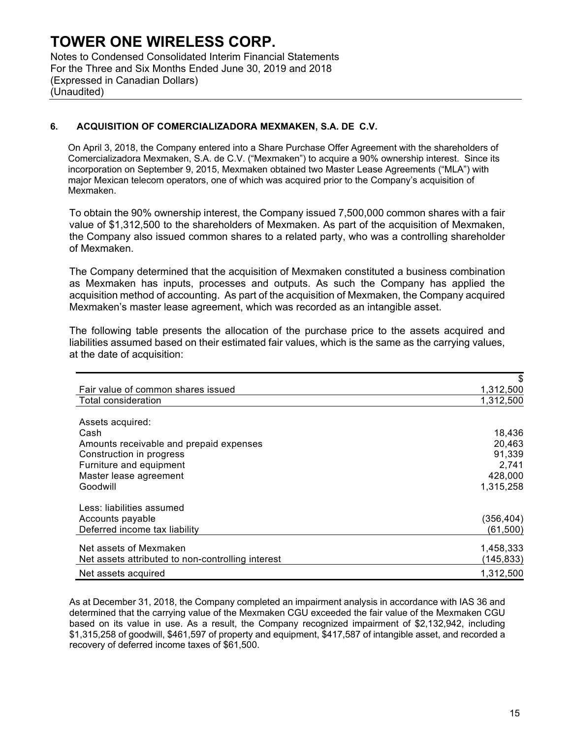# TOWER ONE WIRELESS CORP.

Notes to Condensed Consolidated Interim Financial Statements
For the Three and Six Months Ended June 30, 2019 and 2018
(Expressed in Canadian Dollars)
(Unaudited)

## 6. ACQUISITION OF COMERCIALIZADORA MEXMAKEN, S.A. DE C.V.

On April 3, 2018, the Company entered into a Share Purchase Offer Agreement with the shareholders of Comercializadora Mexmaken, S.A. de C.V. ("Mexmaken") to acquire a 90% ownership interest. Since its incorporation on September 9, 2015, Mexmaken obtained two Master Lease Agreements ("MLA") with major Mexican telecom operators, one of which was acquired prior to the Company's acquisition of Mexmaken.

To obtain the 90% ownership interest, the Company issued 7,500,000 common shares with a fair value of $1,312,500 to the shareholders of Mexmaken. As part of the acquisition of Mexmaken, the Company also issued common shares to a related party, who was a controlling shareholder of Mexmaken.

The Company determined that the acquisition of Mexmaken constituted a business combination as Mexmaken has inputs, processes and outputs. As such the Company has applied the acquisition method of accounting. As part of the acquisition of Mexmaken, the Company acquired Mexmaken's master lease agreement, which was recorded as an intangible asset.

The following table presents the allocation of the purchase price to the assets acquired and liabilities assumed based on their estimated fair values, which is the same as the carrying values, at the date of acquisition:

| | $ |
|---|---|
| Fair value of common shares issued | 1,312,500 |
| Total consideration | 1,312,500 |
| | |
| Assets acquired: | |
| Cash | 18,436 |
| Amounts receivable and prepaid expenses | 20,463 |
| Construction in progress | 91,339 |
| Furniture and equipment | 2,741 |
| Master lease agreement | 428,000 |
| Goodwill | 1,315,258 |
| | |
| Less: liabilities assumed | |
| Accounts payable | (356,404) |
| Deferred income tax liability | (61,500) |
| | |
| Net assets of Mexmaken | 1,458,333 |
| Net assets attributed to non-controlling interest | (145,833) |
| Net assets acquired | 1,312,500 |

As at December 31, 2018, the Company completed an impairment analysis in accordance with IAS 36 and determined that the carrying value of the Mexmaken CGU exceeded the fair value of the Mexmaken CGU based on its value in use. As a result, the Company recognized impairment of $2,132,942, including $1,315,258 of goodwill, $461,597 of property and equipment, $417,587 of intangible asset, and recorded a recovery of deferred income taxes of $61,500.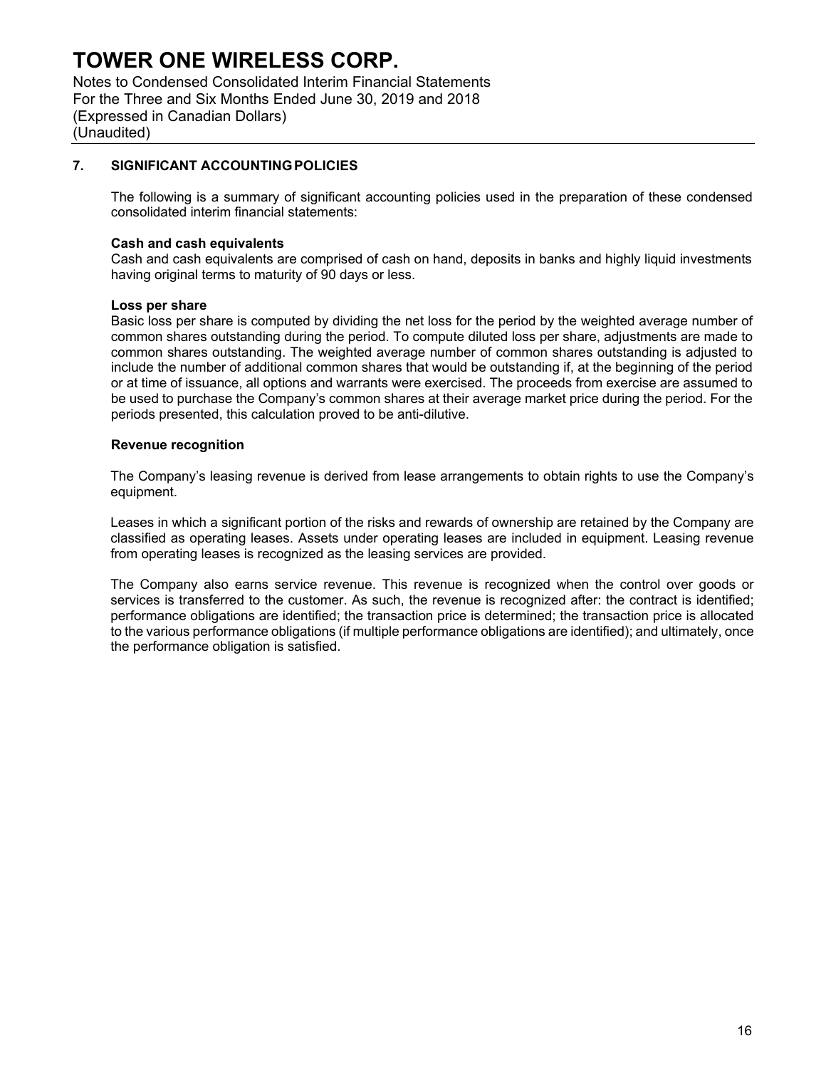## 7. SIGNIFICANT ACCOUNTING POLICIES

The following is a summary of significant accounting policies used in the preparation of these condensed consolidated interim financial statements:

**Cash and cash equivalents**
Cash and cash equivalents are comprised of cash on hand, deposits in banks and highly liquid investments having original terms to maturity of 90 days or less.

**Loss per share**
Basic loss per share is computed by dividing the net loss for the period by the weighted average number of common shares outstanding during the period. To compute diluted loss per share, adjustments are made to common shares outstanding. The weighted average number of common shares outstanding is adjusted to include the number of additional common shares that would be outstanding if, at the beginning of the period or at time of issuance, all options and warrants were exercised. The proceeds from exercise are assumed to be used to purchase the Company's common shares at their average market price during the period. For the periods presented, this calculation proved to be anti-dilutive.

**Revenue recognition**

The Company's leasing revenue is derived from lease arrangements to obtain rights to use the Company's equipment.

Leases in which a significant portion of the risks and rewards of ownership are retained by the Company are classified as operating leases. Assets under operating leases are included in equipment. Leasing revenue from operating leases is recognized as the leasing services are provided.

The Company also earns service revenue. This revenue is recognized when the control over goods or services is transferred to the customer. As such, the revenue is recognized after: the contract is identified; performance obligations are identified; the transaction price is determined; the transaction price is allocated to the various performance obligations (if multiple performance obligations are identified); and ultimately, once the performance obligation is satisfied.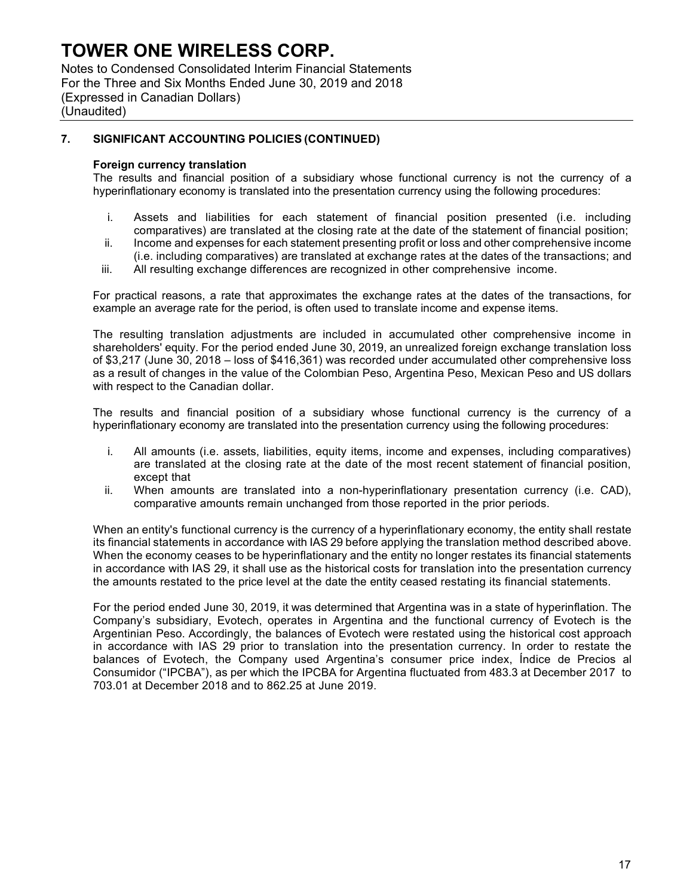## 7. SIGNIFICANT ACCOUNTING POLICIES (CONTINUED)

**Foreign currency translation**

The results and financial position of a subsidiary whose functional currency is not the currency of a hyperinflationary economy is translated into the presentation currency using the following procedures:

i. Assets and liabilities for each statement of financial position presented (i.e. including comparatives) are translated at the closing rate at the date of the statement of financial position;
ii. Income and expenses for each statement presenting profit or loss and other comprehensive income (i.e. including comparatives) are translated at exchange rates at the dates of the transactions; and
iii. All resulting exchange differences are recognized in other comprehensive income.

For practical reasons, a rate that approximates the exchange rates at the dates of the transactions, for example an average rate for the period, is often used to translate income and expense items.

The resulting translation adjustments are included in accumulated other comprehensive income in shareholders' equity. For the period ended June 30, 2019, an unrealized foreign exchange translation loss of $3,217 (June 30, 2018 – loss of $416,361) was recorded under accumulated other comprehensive loss as a result of changes in the value of the Colombian Peso, Argentina Peso, Mexican Peso and US dollars with respect to the Canadian dollar.

The results and financial position of a subsidiary whose functional currency is the currency of a hyperinflationary economy are translated into the presentation currency using the following procedures:

i. All amounts (i.e. assets, liabilities, equity items, income and expenses, including comparatives) are translated at the closing rate at the date of the most recent statement of financial position, except that
ii. When amounts are translated into a non-hyperinflationary presentation currency (i.e. CAD), comparative amounts remain unchanged from those reported in the prior periods.

When an entity's functional currency is the currency of a hyperinflationary economy, the entity shall restate its financial statements in accordance with IAS 29 before applying the translation method described above. When the economy ceases to be hyperinflationary and the entity no longer restates its financial statements in accordance with IAS 29, it shall use as the historical costs for translation into the presentation currency the amounts restated to the price level at the date the entity ceased restating its financial statements.

For the period ended June 30, 2019, it was determined that Argentina was in a state of hyperinflation. The Company's subsidiary, Evotech, operates in Argentina and the functional currency of Evotech is the Argentinian Peso. Accordingly, the balances of Evotech were restated using the historical cost approach in accordance with IAS 29 prior to translation into the presentation currency. In order to restate the balances of Evotech, the Company used Argentina's consumer price index, Índice de Precios al Consumidor ("IPCBA"), as per which the IPCBA for Argentina fluctuated from 483.3 at December 2017 to 703.01 at December 2018 and to 862.25 at June 2019.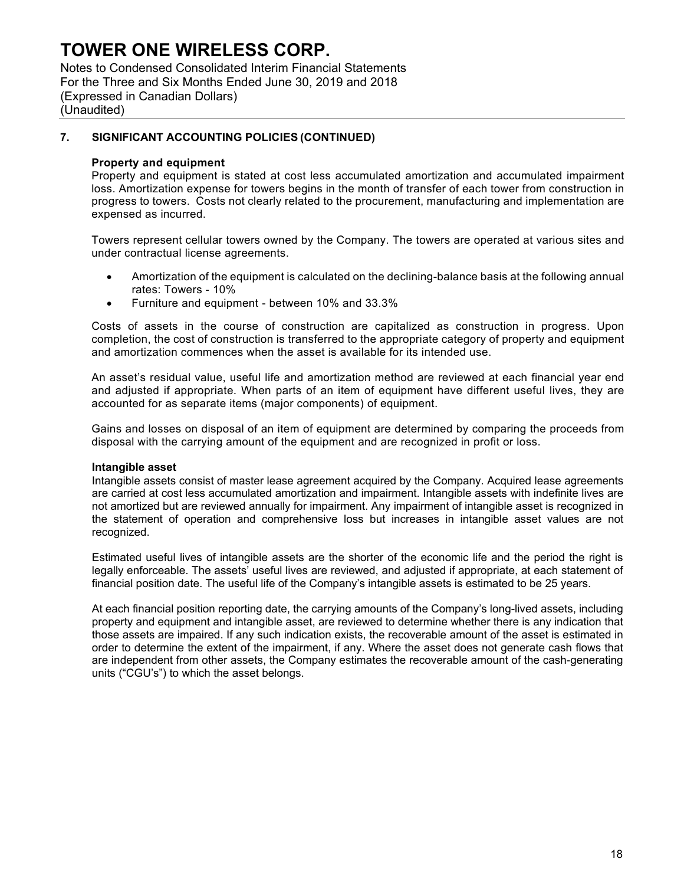## 7. SIGNIFICANT ACCOUNTING POLICIES (CONTINUED)

### Property and equipment

Property and equipment is stated at cost less accumulated amortization and accumulated impairment loss. Amortization expense for towers begins in the month of transfer of each tower from construction in progress to towers. Costs not clearly related to the procurement, manufacturing and implementation are expensed as incurred.

Towers represent cellular towers owned by the Company. The towers are operated at various sites and under contractual license agreements.

- Amortization of the equipment is calculated on the declining-balance basis at the following annual rates: Towers - 10%
- Furniture and equipment - between 10% and 33.3%

Costs of assets in the course of construction are capitalized as construction in progress. Upon completion, the cost of construction is transferred to the appropriate category of property and equipment and amortization commences when the asset is available for its intended use.

An asset's residual value, useful life and amortization method are reviewed at each financial year end and adjusted if appropriate. When parts of an item of equipment have different useful lives, they are accounted for as separate items (major components) of equipment.

Gains and losses on disposal of an item of equipment are determined by comparing the proceeds from disposal with the carrying amount of the equipment and are recognized in profit or loss.

### Intangible asset

Intangible assets consist of master lease agreement acquired by the Company. Acquired lease agreements are carried at cost less accumulated amortization and impairment. Intangible assets with indefinite lives are not amortized but are reviewed annually for impairment. Any impairment of intangible asset is recognized in the statement of operation and comprehensive loss but increases in intangible asset values are not recognized.

Estimated useful lives of intangible assets are the shorter of the economic life and the period the right is legally enforceable. The assets' useful lives are reviewed, and adjusted if appropriate, at each statement of financial position date. The useful life of the Company's intangible assets is estimated to be 25 years.

At each financial position reporting date, the carrying amounts of the Company's long-lived assets, including property and equipment and intangible asset, are reviewed to determine whether there is any indication that those assets are impaired. If any such indication exists, the recoverable amount of the asset is estimated in order to determine the extent of the impairment, if any. Where the asset does not generate cash flows that are independent from other assets, the Company estimates the recoverable amount of the cash-generating units ("CGU's") to which the asset belongs.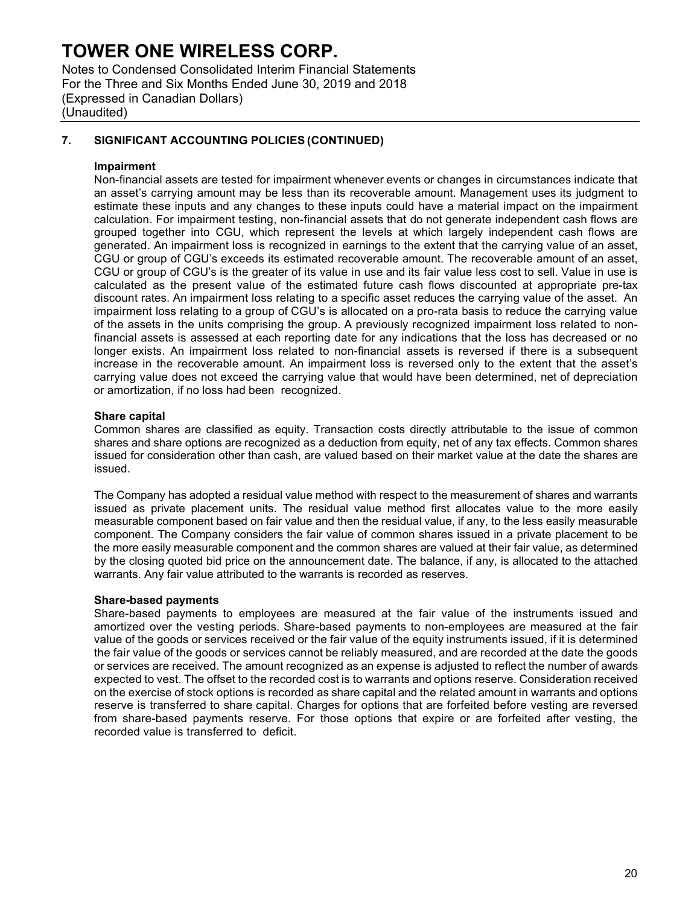## 7. SIGNIFICANT ACCOUNTING POLICIES (CONTINUED)

### Impairment

Non-financial assets are tested for impairment whenever events or changes in circumstances indicate that an asset's carrying amount may be less than its recoverable amount. Management uses its judgment to estimate these inputs and any changes to these inputs could have a material impact on the impairment calculation. For impairment testing, non-financial assets that do not generate independent cash flows are grouped together into CGU, which represent the levels at which largely independent cash flows are generated. An impairment loss is recognized in earnings to the extent that the carrying value of an asset, CGU or group of CGU's exceeds its estimated recoverable amount. The recoverable amount of an asset, CGU or group of CGU's is the greater of its value in use and its fair value less cost to sell. Value in use is calculated as the present value of the estimated future cash flows discounted at appropriate pre-tax discount rates. An impairment loss relating to a specific asset reduces the carrying value of the asset. An impairment loss relating to a group of CGU's is allocated on a pro-rata basis to reduce the carrying value of the assets in the units comprising the group. A previously recognized impairment loss related to non-financial assets is assessed at each reporting date for any indications that the loss has decreased or no longer exists. An impairment loss related to non-financial assets is reversed if there is a subsequent increase in the recoverable amount. An impairment loss is reversed only to the extent that the asset's carrying value does not exceed the carrying value that would have been determined, net of depreciation or amortization, if no loss had been recognized.

### Share capital

Common shares are classified as equity. Transaction costs directly attributable to the issue of common shares and share options are recognized as a deduction from equity, net of any tax effects. Common shares issued for consideration other than cash, are valued based on their market value at the date the shares are issued.

The Company has adopted a residual value method with respect to the measurement of shares and warrants issued as private placement units. The residual value method first allocates value to the more easily measurable component based on fair value and then the residual value, if any, to the less easily measurable component. The Company considers the fair value of common shares issued in a private placement to be the more easily measurable component and the common shares are valued at their fair value, as determined by the closing quoted bid price on the announcement date. The balance, if any, is allocated to the attached warrants. Any fair value attributed to the warrants is recorded as reserves.

### Share-based payments

Share-based payments to employees are measured at the fair value of the instruments issued and amortized over the vesting periods. Share-based payments to non-employees are measured at the fair value of the goods or services received or the fair value of the equity instruments issued, if it is determined the fair value of the goods or services cannot be reliably measured, and are recorded at the date the goods or services are received. The amount recognized as an expense is adjusted to reflect the number of awards expected to vest. The offset to the recorded cost is to warrants and options reserve. Consideration received on the exercise of stock options is recorded as share capital and the related amount in warrants and options reserve is transferred to share capital. Charges for options that are forfeited before vesting are reversed from share-based payments reserve. For those options that expire or are forfeited after vesting, the recorded value is transferred to deficit.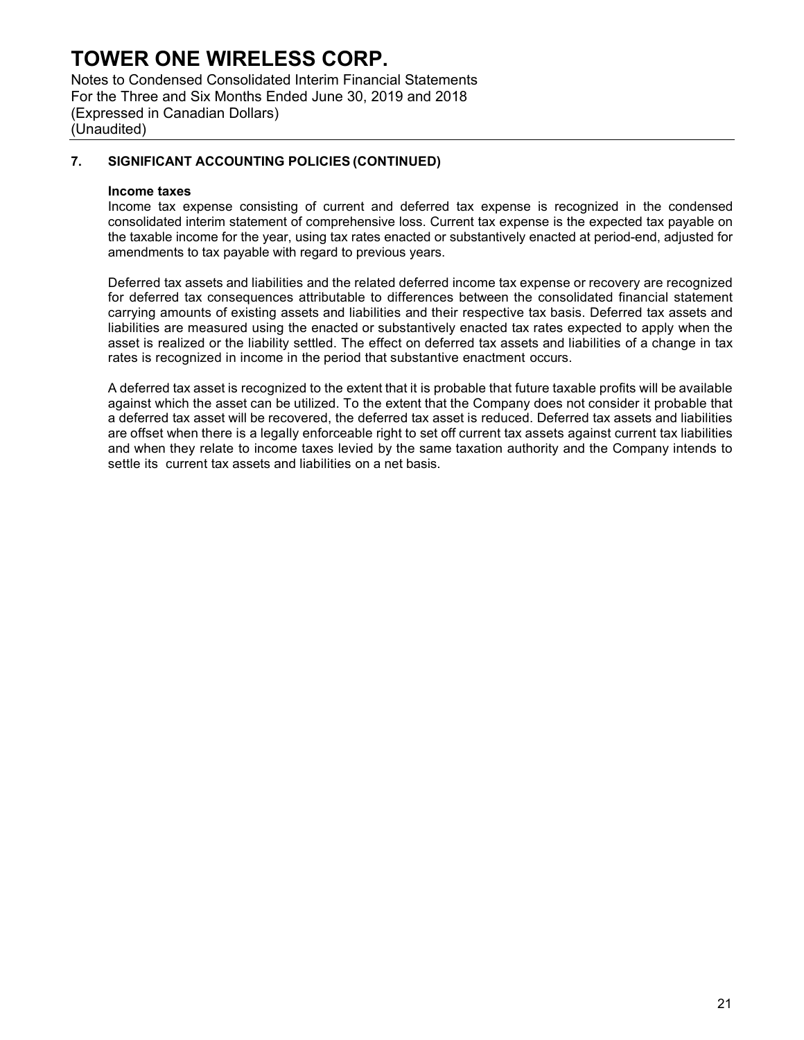### 7. SIGNIFICANT ACCOUNTING POLICIES (CONTINUED)

**Income taxes**

Income tax expense consisting of current and deferred tax expense is recognized in the condensed consolidated interim statement of comprehensive loss. Current tax expense is the expected tax payable on the taxable income for the year, using tax rates enacted or substantively enacted at period-end, adjusted for amendments to tax payable with regard to previous years.

Deferred tax assets and liabilities and the related deferred income tax expense or recovery are recognized for deferred tax consequences attributable to differences between the consolidated financial statement carrying amounts of existing assets and liabilities and their respective tax basis. Deferred tax assets and liabilities are measured using the enacted or substantively enacted tax rates expected to apply when the asset is realized or the liability settled. The effect on deferred tax assets and liabilities of a change in tax rates is recognized in income in the period that substantive enactment occurs.

A deferred tax asset is recognized to the extent that it is probable that future taxable profits will be available against which the asset can be utilized. To the extent that the Company does not consider it probable that a deferred tax asset will be recovered, the deferred tax asset is reduced. Deferred tax assets and liabilities are offset when there is a legally enforceable right to set off current tax assets against current tax liabilities and when they relate to income taxes levied by the same taxation authority and the Company intends to settle its current tax assets and liabilities on a net basis.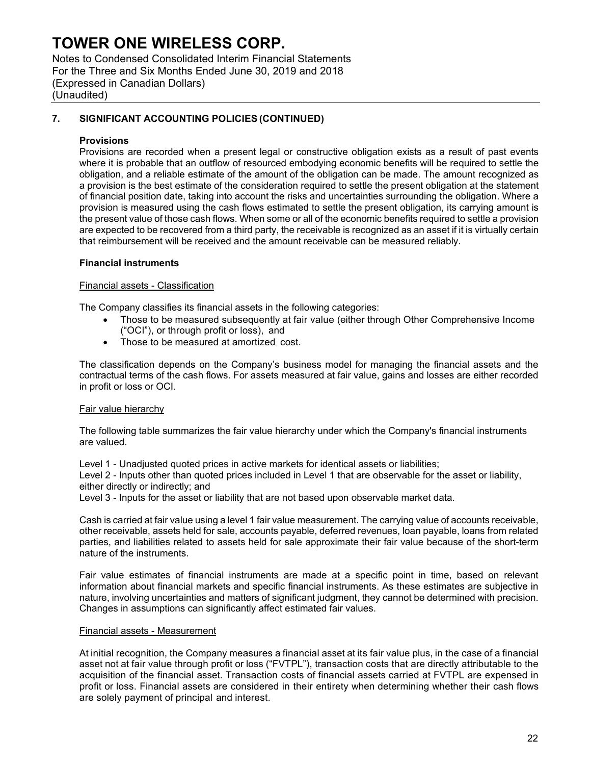## 7. SIGNIFICANT ACCOUNTING POLICIES (CONTINUED)

### Provisions

Provisions are recorded when a present legal or constructive obligation exists as a result of past events where it is probable that an outflow of resourced embodying economic benefits will be required to settle the obligation, and a reliable estimate of the amount of the obligation can be made. The amount recognized as a provision is the best estimate of the consideration required to settle the present obligation at the statement of financial position date, taking into account the risks and uncertainties surrounding the obligation. Where a provision is measured using the cash flows estimated to settle the present obligation, its carrying amount is the present value of those cash flows. When some or all of the economic benefits required to settle a provision are expected to be recovered from a third party, the receivable is recognized as an asset if it is virtually certain that reimbursement will be received and the amount receivable can be measured reliably.

### Financial instruments

Financial assets - Classification

The Company classifies its financial assets in the following categories:

- Those to be measured subsequently at fair value (either through Other Comprehensive Income ("OCI"), or through profit or loss), and
- Those to be measured at amortized cost.

The classification depends on the Company's business model for managing the financial assets and the contractual terms of the cash flows. For assets measured at fair value, gains and losses are either recorded in profit or loss or OCI.

Fair value hierarchy

The following table summarizes the fair value hierarchy under which the Company's financial instruments are valued.

Level 1 - Unadjusted quoted prices in active markets for identical assets or liabilities;
Level 2 - Inputs other than quoted prices included in Level 1 that are observable for the asset or liability, either directly or indirectly; and
Level 3 - Inputs for the asset or liability that are not based upon observable market data.

Cash is carried at fair value using a level 1 fair value measurement. The carrying value of accounts receivable, other receivable, assets held for sale, accounts payable, deferred revenues, loan payable, loans from related parties, and liabilities related to assets held for sale approximate their fair value because of the short-term nature of the instruments.

Fair value estimates of financial instruments are made at a specific point in time, based on relevant information about financial markets and specific financial instruments. As these estimates are subjective in nature, involving uncertainties and matters of significant judgment, they cannot be determined with precision. Changes in assumptions can significantly affect estimated fair values.

Financial assets - Measurement

At initial recognition, the Company measures a financial asset at its fair value plus, in the case of a financial asset not at fair value through profit or loss ("FVTPL"), transaction costs that are directly attributable to the acquisition of the financial asset. Transaction costs of financial assets carried at FVTPL are expensed in profit or loss. Financial assets are considered in their entirety when determining whether their cash flows are solely payment of principal and interest.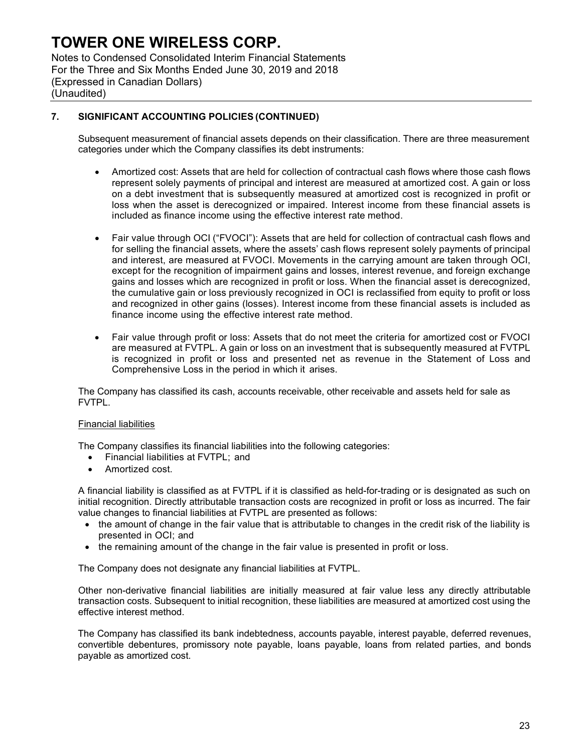## 7. SIGNIFICANT ACCOUNTING POLICIES (CONTINUED)

Subsequent measurement of financial assets depends on their classification. There are three measurement categories under which the Company classifies its debt instruments:

- Amortized cost: Assets that are held for collection of contractual cash flows where those cash flows represent solely payments of principal and interest are measured at amortized cost. A gain or loss on a debt investment that is subsequently measured at amortized cost is recognized in profit or loss when the asset is derecognized or impaired. Interest income from these financial assets is included as finance income using the effective interest rate method.

- Fair value through OCI ("FVOCI"): Assets that are held for collection of contractual cash flows and for selling the financial assets, where the assets' cash flows represent solely payments of principal and interest, are measured at FVOCI. Movements in the carrying amount are taken through OCI, except for the recognition of impairment gains and losses, interest revenue, and foreign exchange gains and losses which are recognized in profit or loss. When the financial asset is derecognized, the cumulative gain or loss previously recognized in OCI is reclassified from equity to profit or loss and recognized in other gains (losses). Interest income from these financial assets is included as finance income using the effective interest rate method.

- Fair value through profit or loss: Assets that do not meet the criteria for amortized cost or FVOCI are measured at FVTPL. A gain or loss on an investment that is subsequently measured at FVTPL is recognized in profit or loss and presented net as revenue in the Statement of Loss and Comprehensive Loss in the period in which it arises.

The Company has classified its cash, accounts receivable, other receivable and assets held for sale as FVTPL.

### Financial liabilities

The Company classifies its financial liabilities into the following categories:

- Financial liabilities at FVTPL; and
- Amortized cost.

A financial liability is classified as at FVTPL if it is classified as held-for-trading or is designated as such on initial recognition. Directly attributable transaction costs are recognized in profit or loss as incurred. The fair value changes to financial liabilities at FVTPL are presented as follows:

- the amount of change in the fair value that is attributable to changes in the credit risk of the liability is presented in OCI; and
- the remaining amount of the change in the fair value is presented in profit or loss.

The Company does not designate any financial liabilities at FVTPL.

Other non-derivative financial liabilities are initially measured at fair value less any directly attributable transaction costs. Subsequent to initial recognition, these liabilities are measured at amortized cost using the effective interest method.

The Company has classified its bank indebtedness, accounts payable, interest payable, deferred revenues, convertible debentures, promissory note payable, loans payable, loans from related parties, and bonds payable as amortized cost.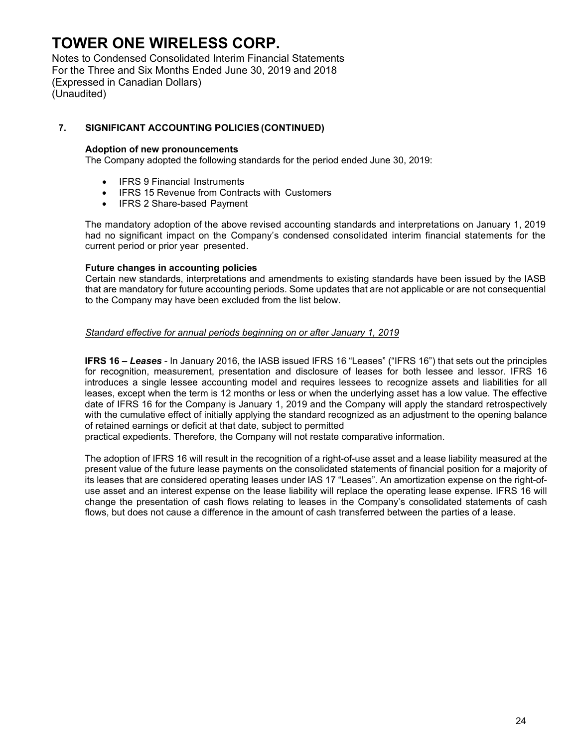# TOWER ONE WIRELESS CORP.

Notes to Condensed Consolidated Interim Financial Statements
For the Three and Six Months Ended June 30, 2019 and 2018
(Expressed in Canadian Dollars)
(Unaudited)

## 7. SIGNIFICANT ACCOUNTING POLICIES (CONTINUED)

**Adoption of new pronouncements**

The Company adopted the following standards for the period ended June 30, 2019:

- IFRS 9 Financial Instruments
- IFRS 15 Revenue from Contracts with Customers
- IFRS 2 Share-based Payment

The mandatory adoption of the above revised accounting standards and interpretations on January 1, 2019 had no significant impact on the Company's condensed consolidated interim financial statements for the current period or prior year presented.

**Future changes in accounting policies**

Certain new standards, interpretations and amendments to existing standards have been issued by the IASB that are mandatory for future accounting periods. Some updates that are not applicable or are not consequential to the Company may have been excluded from the list below.

*Standard effective for annual periods beginning on or after January 1, 2019*

**IFRS 16 – *Leases*** - In January 2016, the IASB issued IFRS 16 "Leases" ("IFRS 16") that sets out the principles for recognition, measurement, presentation and disclosure of leases for both lessee and lessor. IFRS 16 introduces a single lessee accounting model and requires lessees to recognize assets and liabilities for all leases, except when the term is 12 months or less or when the underlying asset has a low value. The effective date of IFRS 16 for the Company is January 1, 2019 and the Company will apply the standard retrospectively with the cumulative effect of initially applying the standard recognized as an adjustment to the opening balance of retained earnings or deficit at that date, subject to permitted practical expedients. Therefore, the Company will not restate comparative information.

The adoption of IFRS 16 will result in the recognition of a right-of-use asset and a lease liability measured at the present value of the future lease payments on the consolidated statements of financial position for a majority of its leases that are considered operating leases under IAS 17 "Leases". An amortization expense on the right-of-use asset and an interest expense on the lease liability will replace the operating lease expense. IFRS 16 will change the presentation of cash flows relating to leases in the Company's consolidated statements of cash flows, but does not cause a difference in the amount of cash transferred between the parties of a lease.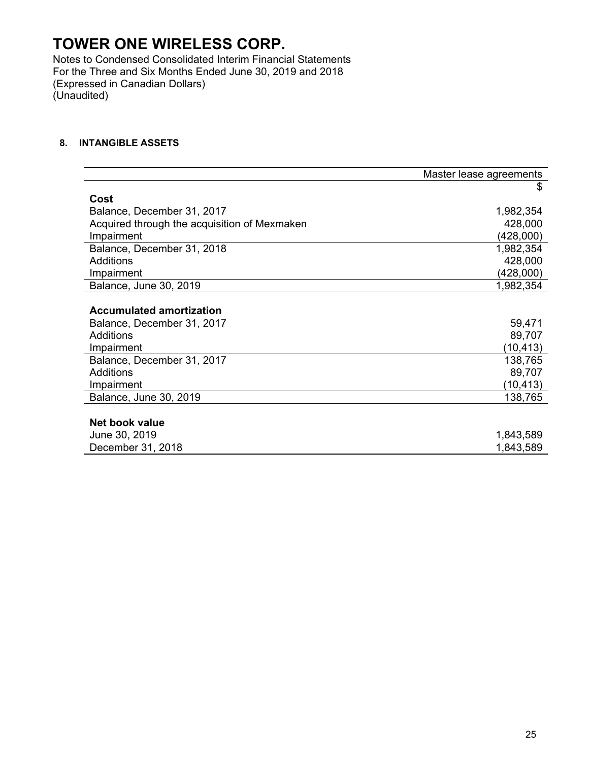# TOWER ONE WIRELESS CORP.

Notes to Condensed Consolidated Interim Financial Statements
For the Three and Six Months Ended June 30, 2019 and 2018
(Expressed in Canadian Dollars)
(Unaudited)

## 8. INTANGIBLE ASSETS

| | Master lease agreements |
|---|---|
| | $ |
| **Cost** | |
| Balance, December 31, 2017 | 1,982,354 |
| Acquired through the acquisition of Mexmaken | 428,000 |
| Impairment | (428,000) |
| Balance, December 31, 2018 | 1,982,354 |
| Additions | 428,000 |
| Impairment | (428,000) |
| Balance, June 30, 2019 | 1,982,354 |
| | |
| **Accumulated amortization** | |
| Balance, December 31, 2017 | 59,471 |
| Additions | 89,707 |
| Impairment | (10,413) |
| Balance, December 31, 2017 | 138,765 |
| Additions | 89,707 |
| Impairment | (10,413) |
| Balance, June 30, 2019 | 138,765 |
| | |
| **Net book value** | |
| June 30, 2019 | 1,843,589 |
| December 31, 2018 | 1,843,589 |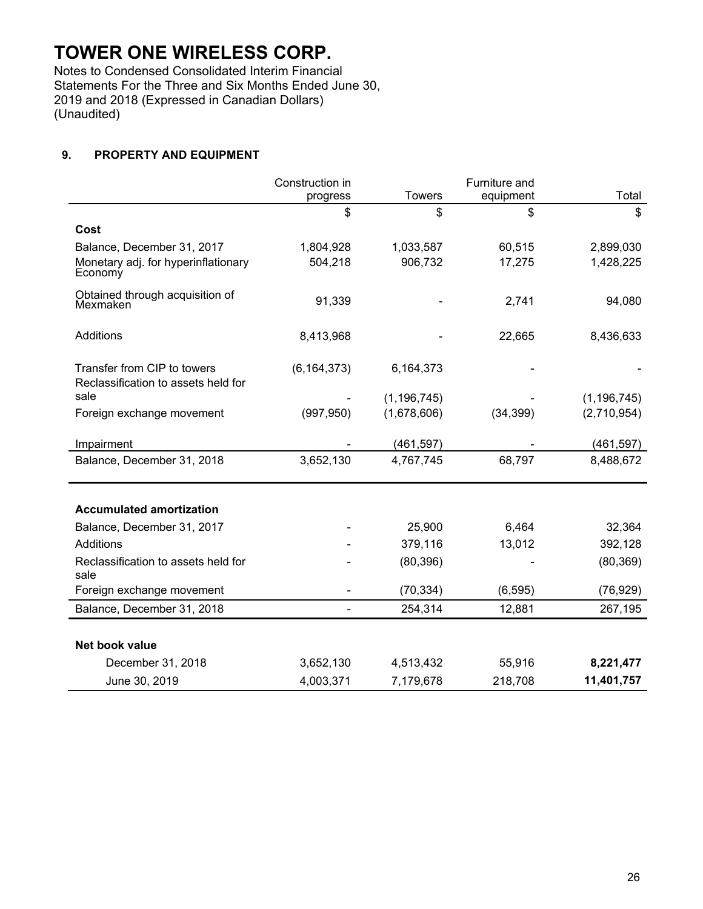# TOWER ONE WIRELESS CORP.

Notes to Condensed Consolidated Interim Financial Statements For the Three and Six Months Ended June 30, 2019 and 2018 (Expressed in Canadian Dollars) (Unaudited)

## 9. PROPERTY AND EQUIPMENT

| | Construction in progress | Towers | Furniture and equipment | Total |
|---|---|---|---|---|
| | $ | $ | $ | $ |
| **Cost** | | | | |
| Balance, December 31, 2017 | 1,804,928 | 1,033,587 | 60,515 | 2,899,030 |
| Monetary adj. for hyperinflationary Economy | 504,218 | 906,732 | 17,275 | 1,428,225 |
| Obtained through acquisition of Mexmaken | 91,339 | - | 2,741 | 94,080 |
| Additions | 8,413,968 | - | 22,665 | 8,436,633 |
| Transfer from CIP to towers | (6,164,373) | 6,164,373 | - | - |
| Reclassification to assets held for sale | - | (1,196,745) | - | (1,196,745) |
| Foreign exchange movement | (997,950) | (1,678,606) | (34,399) | (2,710,954) |
| Impairment | - | (461,597) | - | (461,597) |
| Balance, December 31, 2018 | 3,652,130 | 4,767,745 | 68,797 | 8,488,672 |
| | | | | |
| **Accumulated amortization** | | | | |
| Balance, December 31, 2017 | - | 25,900 | 6,464 | 32,364 |
| Additions | - | 379,116 | 13,012 | 392,128 |
| Reclassification to assets held for sale | - | (80,396) | - | (80,369) |
| Foreign exchange movement | - | (70,334) | (6,595) | (76,929) |
| Balance, December 31, 2018 | - | 254,314 | 12,881 | 267,195 |
| | | | | |
| **Net book value** | | | | |
| December 31, 2018 | 3,652,130 | 4,513,432 | 55,916 | **8,221,477** |
| June 30, 2019 | 4,003,371 | 7,179,678 | 218,708 | **11,401,757** |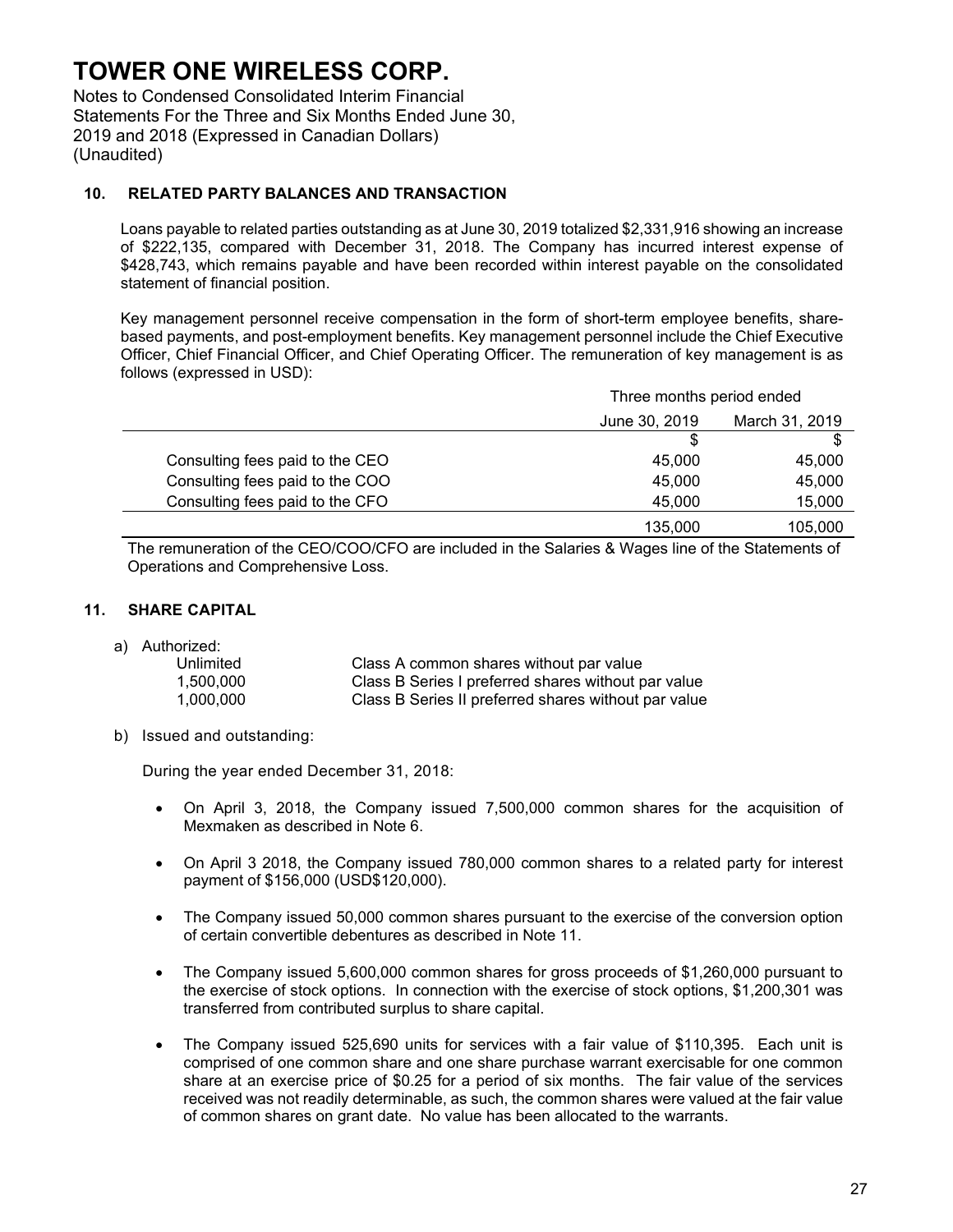# TOWER ONE WIRELESS CORP.

Notes to Condensed Consolidated Interim Financial Statements For the Three and Six Months Ended June 30, 2019 and 2018 (Expressed in Canadian Dollars) (Unaudited)

## 10. RELATED PARTY BALANCES AND TRANSACTION

Loans payable to related parties outstanding as at June 30, 2019 totalized $2,331,916 showing an increase of $222,135, compared with December 31, 2018. The Company has incurred interest expense of $428,743, which remains payable and have been recorded within interest payable on the consolidated statement of financial position.

Key management personnel receive compensation in the form of short-term employee benefits, share-based payments, and post-employment benefits. Key management personnel include the Chief Executive Officer, Chief Financial Officer, and Chief Operating Officer. The remuneration of key management is as follows (expressed in USD):

| | Three months period ended | |
|---|---|---|
| | June 30, 2019 | March 31, 2019 |
| | $ | $ |
| Consulting fees paid to the CEO | 45,000 | 45,000 |
| Consulting fees paid to the COO | 45,000 | 45,000 |
| Consulting fees paid to the CFO | 45,000 | 15,000 |
| | 135,000 | 105,000 |

The remuneration of the CEO/COO/CFO are included in the Salaries & Wages line of the Statements of Operations and Comprehensive Loss.

## 11. SHARE CAPITAL

a) Authorized:

| | |
|---|---|
| Unlimited | Class A common shares without par value |
| 1,500,000 | Class B Series I preferred shares without par value |
| 1,000,000 | Class B Series II preferred shares without par value |

b) Issued and outstanding:

During the year ended December 31, 2018:

- On April 3, 2018, the Company issued 7,500,000 common shares for the acquisition of Mexmaken as described in Note 6.
- On April 3 2018, the Company issued 780,000 common shares to a related party for interest payment of $156,000 (USD$120,000).
- The Company issued 50,000 common shares pursuant to the exercise of the conversion option of certain convertible debentures as described in Note 11.
- The Company issued 5,600,000 common shares for gross proceeds of $1,260,000 pursuant to the exercise of stock options. In connection with the exercise of stock options, $1,200,301 was transferred from contributed surplus to share capital.
- The Company issued 525,690 units for services with a fair value of $110,395. Each unit is comprised of one common share and one share purchase warrant exercisable for one common share at an exercise price of $0.25 for a period of six months. The fair value of the services received was not readily determinable, as such, the common shares were valued at the fair value of common shares on grant date. No value has been allocated to the warrants.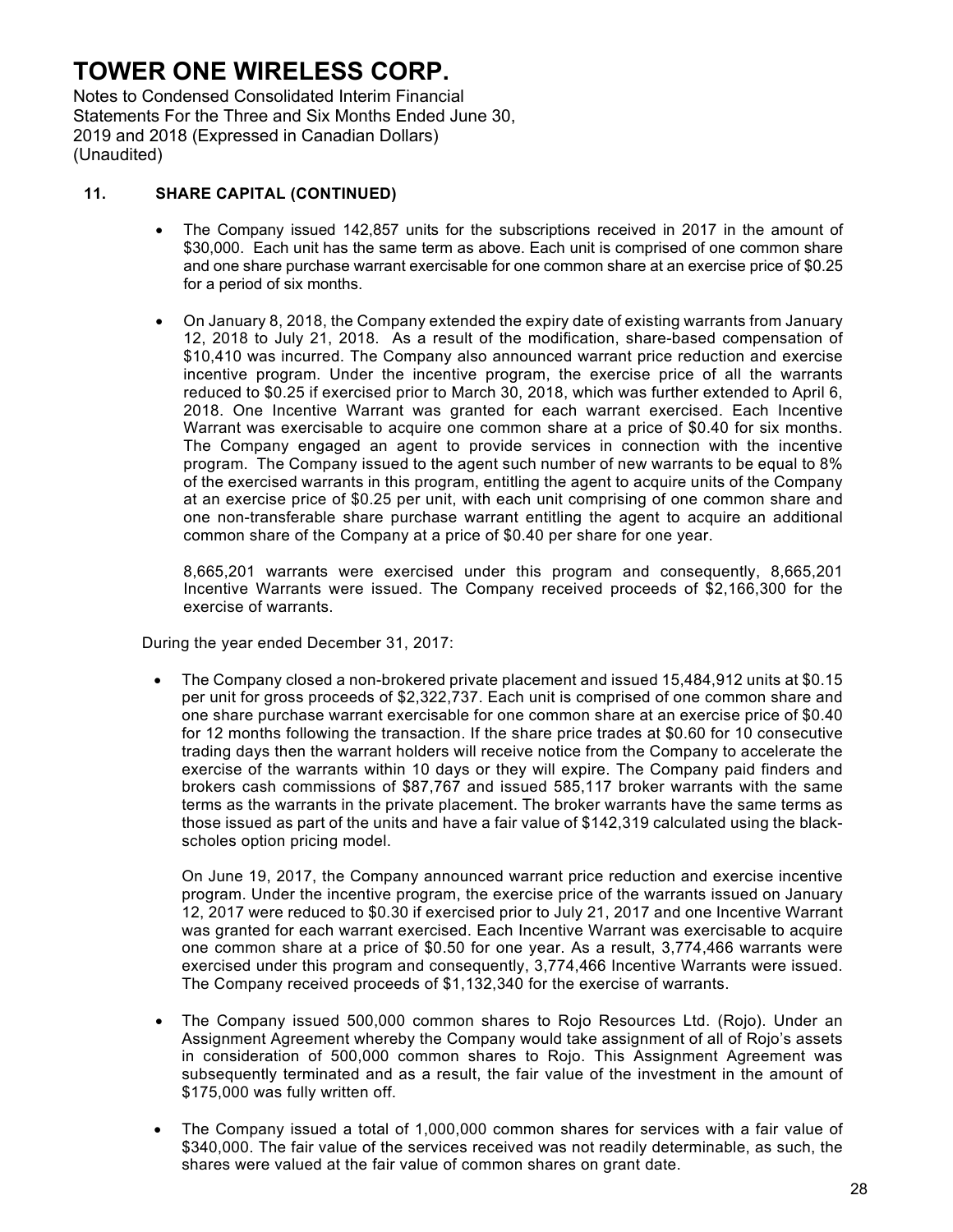### 11. SHARE CAPITAL (CONTINUED)

- The Company issued 142,857 units for the subscriptions received in 2017 in the amount of $30,000. Each unit has the same term as above. Each unit is comprised of one common share and one share purchase warrant exercisable for one common share at an exercise price of $0.25 for a period of six months.

- On January 8, 2018, the Company extended the expiry date of existing warrants from January 12, 2018 to July 21, 2018. As a result of the modification, share-based compensation of $10,410 was incurred. The Company also announced warrant price reduction and exercise incentive program. Under the incentive program, the exercise price of all the warrants reduced to $0.25 if exercised prior to March 30, 2018, which was further extended to April 6, 2018. One Incentive Warrant was granted for each warrant exercised. Each Incentive Warrant was exercisable to acquire one common share at a price of $0.40 for six months. The Company engaged an agent to provide services in connection with the incentive program. The Company issued to the agent such number of new warrants to be equal to 8% of the exercised warrants in this program, entitling the agent to acquire units of the Company at an exercise price of $0.25 per unit, with each unit comprising of one common share and one non-transferable share purchase warrant entitling the agent to acquire an additional common share of the Company at a price of $0.40 per share for one year.

  8,665,201 warrants were exercised under this program and consequently, 8,665,201 Incentive Warrants were issued. The Company received proceeds of $2,166,300 for the exercise of warrants.

During the year ended December 31, 2017:

- The Company closed a non-brokered private placement and issued 15,484,912 units at $0.15 per unit for gross proceeds of $2,322,737. Each unit is comprised of one common share and one share purchase warrant exercisable for one common share at an exercise price of $0.40 for 12 months following the transaction. If the share price trades at $0.60 for 10 consecutive trading days then the warrant holders will receive notice from the Company to accelerate the exercise of the warrants within 10 days or they will expire. The Company paid finders and brokers cash commissions of $87,767 and issued 585,117 broker warrants with the same terms as the warrants in the private placement. The broker warrants have the same terms as those issued as part of the units and have a fair value of $142,319 calculated using the black-scholes option pricing model.

  On June 19, 2017, the Company announced warrant price reduction and exercise incentive program. Under the incentive program, the exercise price of the warrants issued on January 12, 2017 were reduced to $0.30 if exercised prior to July 21, 2017 and one Incentive Warrant was granted for each warrant exercised. Each Incentive Warrant was exercisable to acquire one common share at a price of $0.50 for one year. As a result, 3,774,466 warrants were exercised under this program and consequently, 3,774,466 Incentive Warrants were issued. The Company received proceeds of $1,132,340 for the exercise of warrants.

- The Company issued 500,000 common shares to Rojo Resources Ltd. (Rojo). Under an Assignment Agreement whereby the Company would take assignment of all of Rojo's assets in consideration of 500,000 common shares to Rojo. This Assignment Agreement was subsequently terminated and as a result, the fair value of the investment in the amount of $175,000 was fully written off.

- The Company issued a total of 1,000,000 common shares for services with a fair value of $340,000. The fair value of the services received was not readily determinable, as such, the shares were valued at the fair value of common shares on grant date.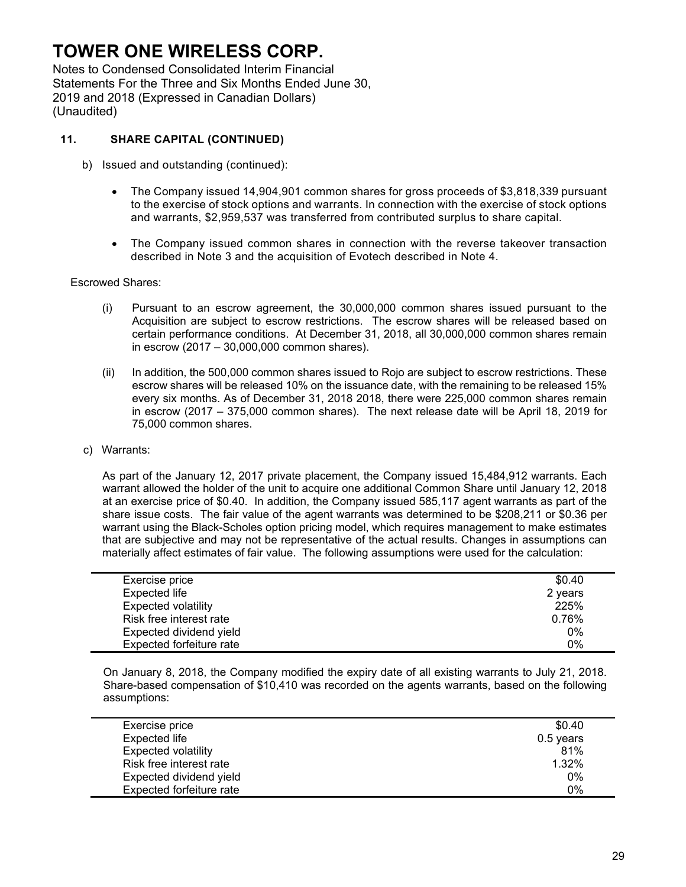# TOWER ONE WIRELESS CORP.

Notes to Condensed Consolidated Interim Financial Statements For the Three and Six Months Ended June 30, 2019 and 2018 (Expressed in Canadian Dollars) (Unaudited)

## 11. SHARE CAPITAL (CONTINUED)

b) Issued and outstanding (continued):

- The Company issued 14,904,901 common shares for gross proceeds of $3,818,339 pursuant to the exercise of stock options and warrants. In connection with the exercise of stock options and warrants, $2,959,537 was transferred from contributed surplus to share capital.
- The Company issued common shares in connection with the reverse takeover transaction described in Note 3 and the acquisition of Evotech described in Note 4.

Escrowed Shares:

(i) Pursuant to an escrow agreement, the 30,000,000 common shares issued pursuant to the Acquisition are subject to escrow restrictions. The escrow shares will be released based on certain performance conditions. At December 31, 2018, all 30,000,000 common shares remain in escrow (2017 – 30,000,000 common shares).

(ii) In addition, the 500,000 common shares issued to Rojo are subject to escrow restrictions. These escrow shares will be released 10% on the issuance date, with the remaining to be released 15% every six months. As of December 31, 2018 2018, there were 225,000 common shares remain in escrow (2017 – 375,000 common shares). The next release date will be April 18, 2019 for 75,000 common shares.

c) Warrants:

As part of the January 12, 2017 private placement, the Company issued 15,484,912 warrants. Each warrant allowed the holder of the unit to acquire one additional Common Share until January 12, 2018 at an exercise price of $0.40. In addition, the Company issued 585,117 agent warrants as part of the share issue costs. The fair value of the agent warrants was determined to be $208,211 or $0.36 per warrant using the Black-Scholes option pricing model, which requires management to make estimates that are subjective and may not be representative of the actual results. Changes in assumptions can materially affect estimates of fair value. The following assumptions were used for the calculation:

| | |
|---|---|
| Exercise price | $0.40 |
| Expected life | 2 years |
| Expected volatility | 225% |
| Risk free interest rate | 0.76% |
| Expected dividend yield | 0% |
| Expected forfeiture rate | 0% |

On January 8, 2018, the Company modified the expiry date of all existing warrants to July 21, 2018. Share-based compensation of $10,410 was recorded on the agents warrants, based on the following assumptions:

| | |
|---|---|
| Exercise price | $0.40 |
| Expected life | 0.5 years |
| Expected volatility | 81% |
| Risk free interest rate | 1.32% |
| Expected dividend yield | 0% |
| Expected forfeiture rate | 0% |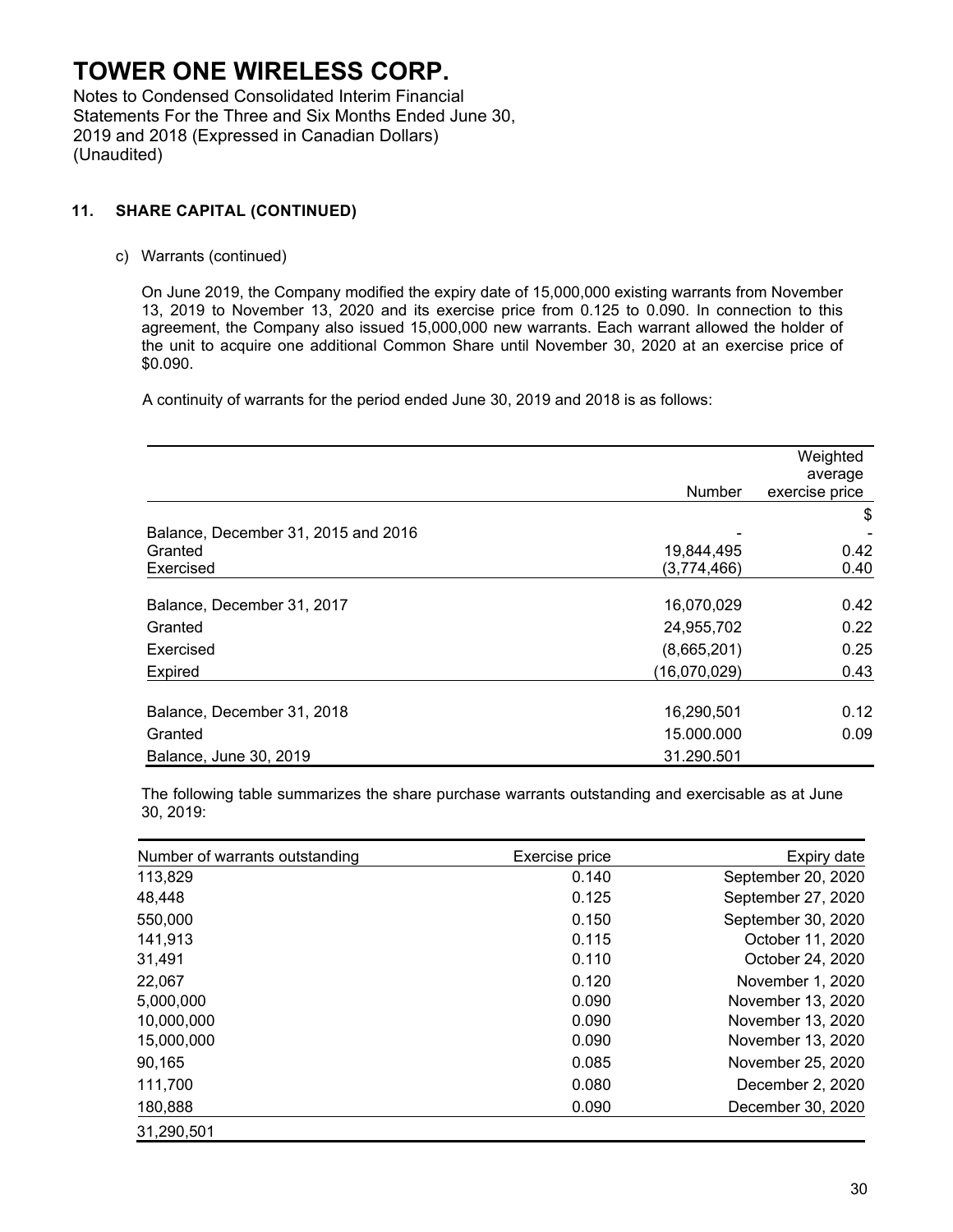# TOWER ONE WIRELESS CORP.

Notes to Condensed Consolidated Interim Financial Statements For the Three and Six Months Ended June 30, 2019 and 2018 (Expressed in Canadian Dollars) (Unaudited)

## 11. SHARE CAPITAL (CONTINUED)

c) Warrants (continued)

On June 2019, the Company modified the expiry date of 15,000,000 existing warrants from November 13, 2019 to November 13, 2020 and its exercise price from 0.125 to 0.090. In connection to this agreement, the Company also issued 15,000,000 new warrants. Each warrant allowed the holder of the unit to acquire one additional Common Share until November 30, 2020 at an exercise price of $0.090.

A continuity of warrants for the period ended June 30, 2019 and 2018 is as follows:

| | Number | Weighted average exercise price |
|---|---|---|
| | | $ |
| Balance, December 31, 2015 and 2016 | - | - |
| Granted | 19,844,495 | 0.42 |
| Exercised | (3,774,466) | 0.40 |
| Balance, December 31, 2017 | 16,070,029 | 0.42 |
| Granted | 24,955,702 | 0.22 |
| Exercised | (8,665,201) | 0.25 |
| Expired | (16,070,029) | 0.43 |
| Balance, December 31, 2018 | 16,290,501 | 0.12 |
| Granted | 15.000.000 | 0.09 |
| Balance, June 30, 2019 | 31.290.501 | |

The following table summarizes the share purchase warrants outstanding and exercisable as at June 30, 2019:

| Number of warrants outstanding | Exercise price | Expiry date |
|---|---|---|
| 113,829 | 0.140 | September 20, 2020 |
| 48,448 | 0.125 | September 27, 2020 |
| 550,000 | 0.150 | September 30, 2020 |
| 141,913 | 0.115 | October 11, 2020 |
| 31,491 | 0.110 | October 24, 2020 |
| 22,067 | 0.120 | November 1, 2020 |
| 5,000,000 | 0.090 | November 13, 2020 |
| 10,000,000 | 0.090 | November 13, 2020 |
| 15,000,000 | 0.090 | November 13, 2020 |
| 90,165 | 0.085 | November 25, 2020 |
| 111,700 | 0.080 | December 2, 2020 |
| 180,888 | 0.090 | December 30, 2020 |
| 31,290,501 | | |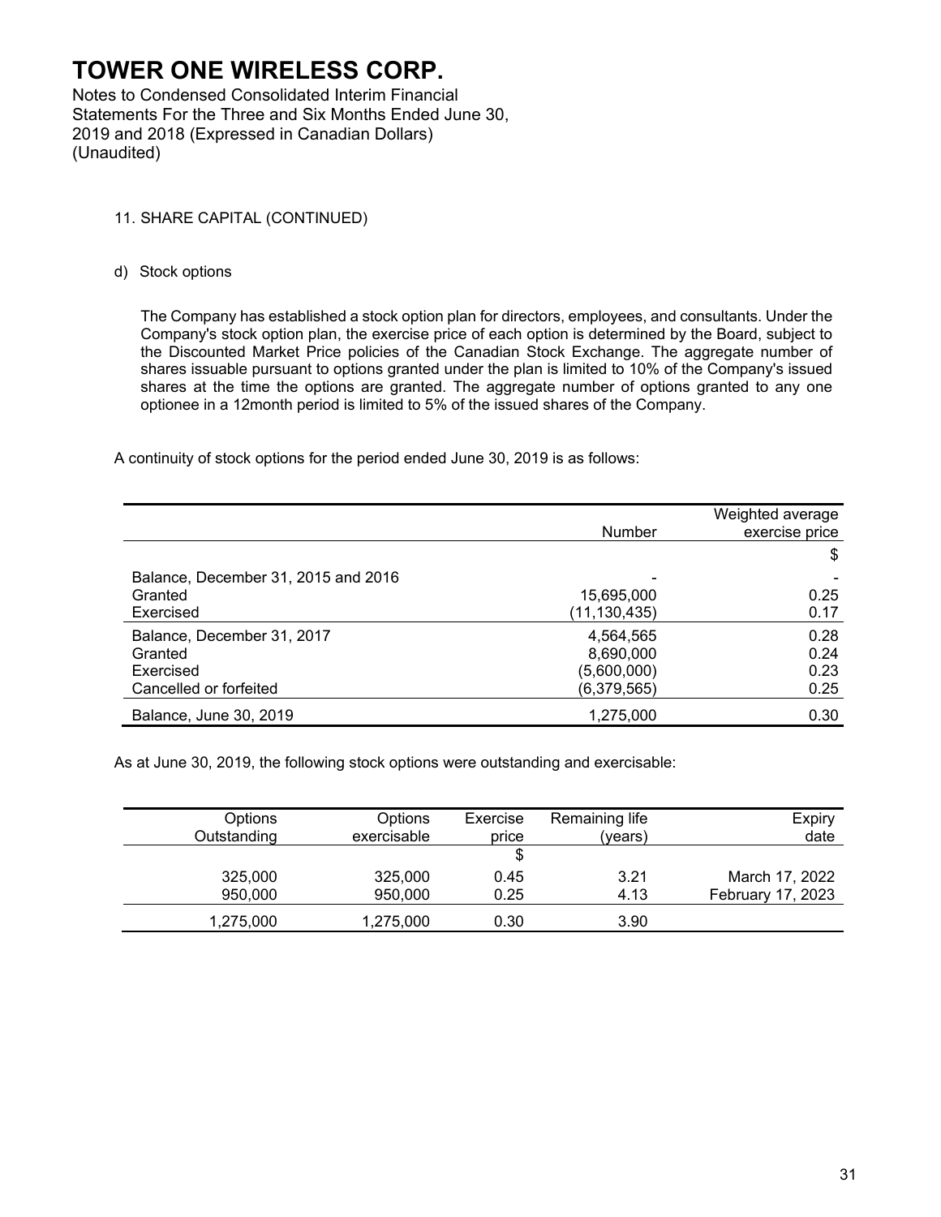# TOWER ONE WIRELESS CORP.

Notes to Condensed Consolidated Interim Financial Statements For the Three and Six Months Ended June 30, 2019 and 2018 (Expressed in Canadian Dollars) (Unaudited)

11. SHARE CAPITAL (CONTINUED)

d) Stock options

The Company has established a stock option plan for directors, employees, and consultants. Under the Company's stock option plan, the exercise price of each option is determined by the Board, subject to the Discounted Market Price policies of the Canadian Stock Exchange. The aggregate number of shares issuable pursuant to options granted under the plan is limited to 10% of the Company's issued shares at the time the options are granted. The aggregate number of options granted to any one optionee in a 12month period is limited to 5% of the issued shares of the Company.

A continuity of stock options for the period ended June 30, 2019 is as follows:

| | Number | Weighted average exercise price |
|---|---|---|
| | | $ |
| Balance, December 31, 2015 and 2016 | - | - |
| Granted | 15,695,000 | 0.25 |
| Exercised | (11,130,435) | 0.17 |
| Balance, December 31, 2017 | 4,564,565 | 0.28 |
| Granted | 8,690,000 | 0.24 |
| Exercised | (5,600,000) | 0.23 |
| Cancelled or forfeited | (6,379,565) | 0.25 |
| Balance, June 30, 2019 | 1,275,000 | 0.30 |

As at June 30, 2019, the following stock options were outstanding and exercisable:

| Options Outstanding | Options exercisable | Exercise price | Remaining life (years) | Expiry date |
|---|---|---|---|---|
| | | $ | | |
| 325,000 | 325,000 | 0.45 | 3.21 | March 17, 2022 |
| 950,000 | 950,000 | 0.25 | 4.13 | February 17, 2023 |
| 1,275,000 | 1,275,000 | 0.30 | 3.90 | |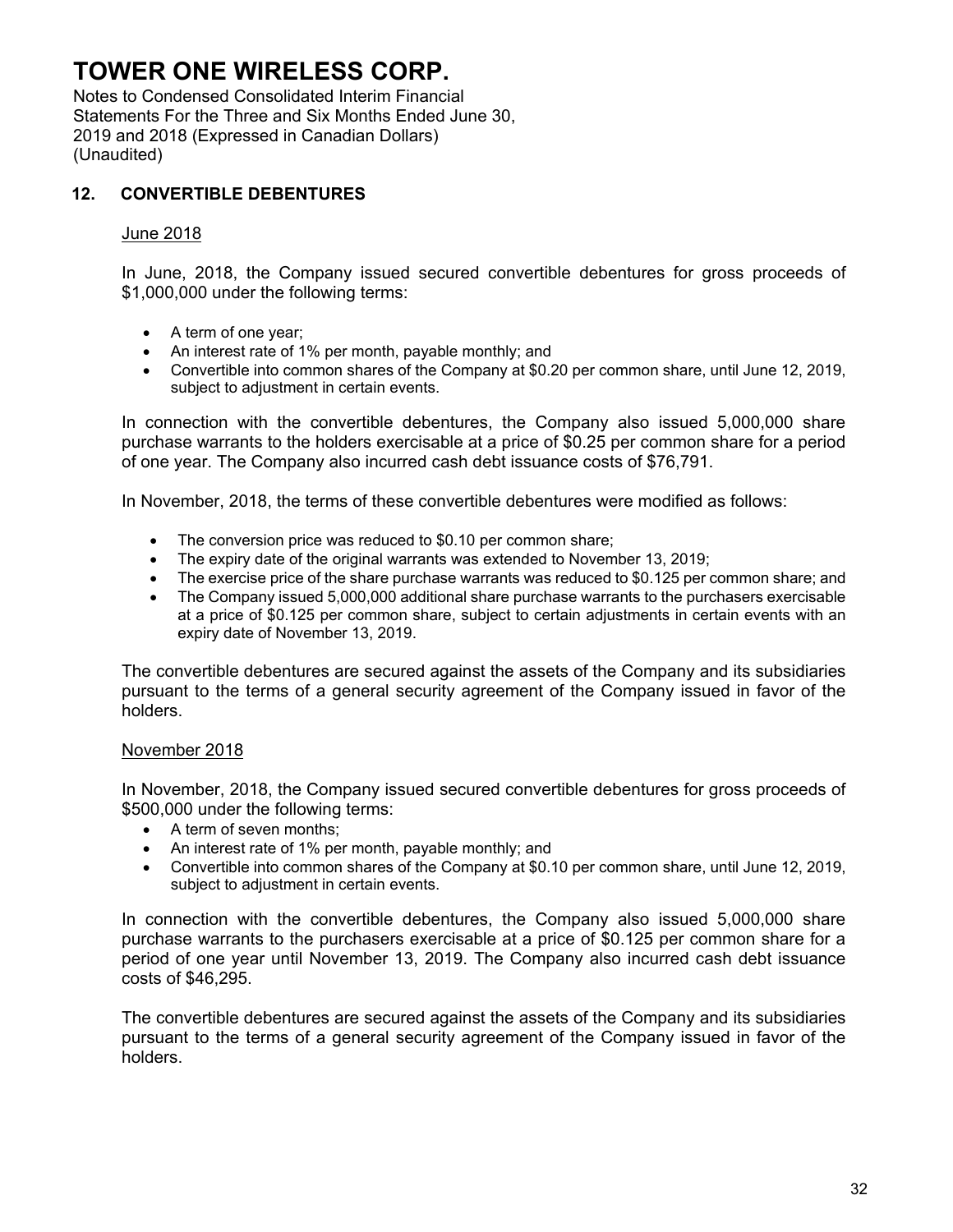# TOWER ONE WIRELESS CORP.

Notes to Condensed Consolidated Interim Financial Statements For the Three and Six Months Ended June 30, 2019 and 2018 (Expressed in Canadian Dollars) (Unaudited)

## 12. CONVERTIBLE DEBENTURES

June 2018

In June, 2018, the Company issued secured convertible debentures for gross proceeds of $1,000,000 under the following terms:

- A term of one year;
- An interest rate of 1% per month, payable monthly; and
- Convertible into common shares of the Company at $0.20 per common share, until June 12, 2019, subject to adjustment in certain events.

In connection with the convertible debentures, the Company also issued 5,000,000 share purchase warrants to the holders exercisable at a price of $0.25 per common share for a period of one year. The Company also incurred cash debt issuance costs of $76,791.

In November, 2018, the terms of these convertible debentures were modified as follows:

- The conversion price was reduced to $0.10 per common share;
- The expiry date of the original warrants was extended to November 13, 2019;
- The exercise price of the share purchase warrants was reduced to $0.125 per common share; and
- The Company issued 5,000,000 additional share purchase warrants to the purchasers exercisable at a price of $0.125 per common share, subject to certain adjustments in certain events with an expiry date of November 13, 2019.

The convertible debentures are secured against the assets of the Company and its subsidiaries pursuant to the terms of a general security agreement of the Company issued in favor of the holders.

November 2018

In November, 2018, the Company issued secured convertible debentures for gross proceeds of $500,000 under the following terms:

- A term of seven months;
- An interest rate of 1% per month, payable monthly; and
- Convertible into common shares of the Company at $0.10 per common share, until June 12, 2019, subject to adjustment in certain events.

In connection with the convertible debentures, the Company also issued 5,000,000 share purchase warrants to the purchasers exercisable at a price of $0.125 per common share for a period of one year until November 13, 2019. The Company also incurred cash debt issuance costs of $46,295.

The convertible debentures are secured against the assets of the Company and its subsidiaries pursuant to the terms of a general security agreement of the Company issued in favor of the holders.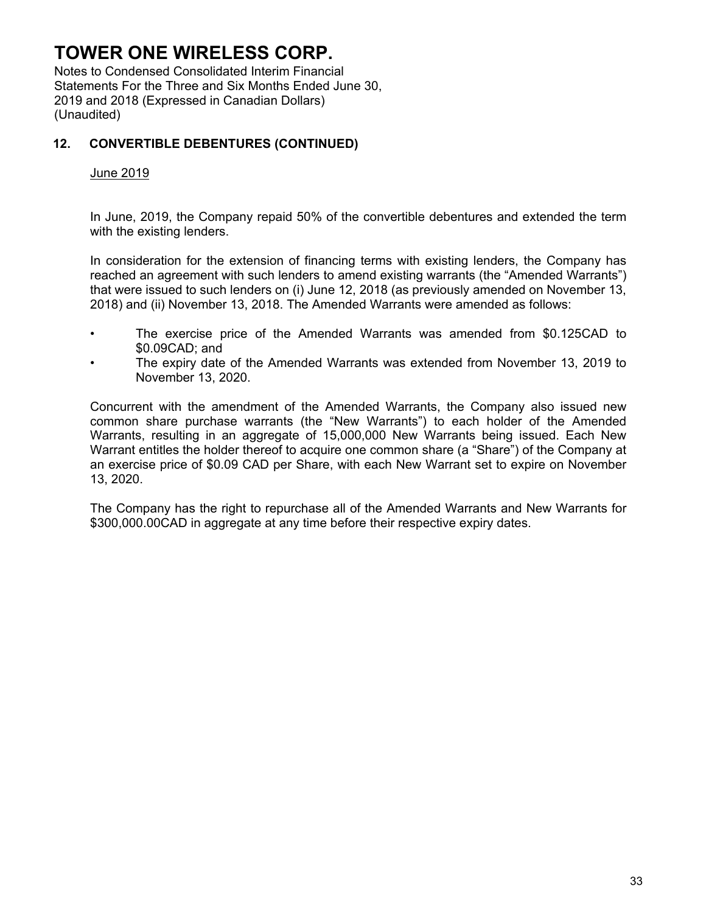# TOWER ONE WIRELESS CORP.

Notes to Condensed Consolidated Interim Financial Statements For the Three and Six Months Ended June 30, 2019 and 2018 (Expressed in Canadian Dollars) (Unaudited)

## 12. CONVERTIBLE DEBENTURES (CONTINUED)

June 2019

In June, 2019, the Company repaid 50% of the convertible debentures and extended the term with the existing lenders.

In consideration for the extension of financing terms with existing lenders, the Company has reached an agreement with such lenders to amend existing warrants (the "Amended Warrants") that were issued to such lenders on (i) June 12, 2018 (as previously amended on November 13, 2018) and (ii) November 13, 2018. The Amended Warrants were amended as follows:

- The exercise price of the Amended Warrants was amended from $0.125CAD to $0.09CAD; and
- The expiry date of the Amended Warrants was extended from November 13, 2019 to November 13, 2020.

Concurrent with the amendment of the Amended Warrants, the Company also issued new common share purchase warrants (the "New Warrants") to each holder of the Amended Warrants, resulting in an aggregate of 15,000,000 New Warrants being issued. Each New Warrant entitles the holder thereof to acquire one common share (a "Share") of the Company at an exercise price of $0.09 CAD per Share, with each New Warrant set to expire on November 13, 2020.

The Company has the right to repurchase all of the Amended Warrants and New Warrants for $300,000.00CAD in aggregate at any time before their respective expiry dates.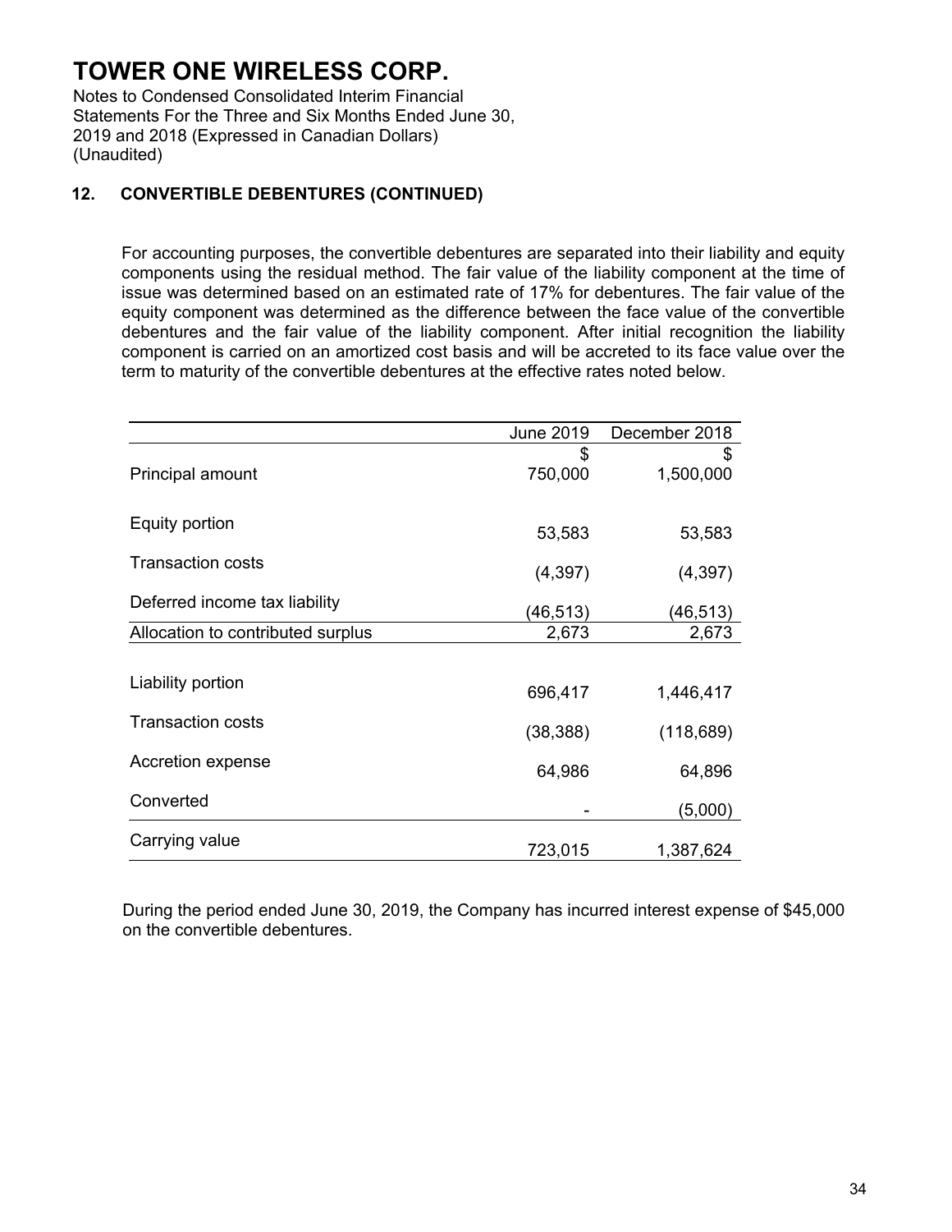# TOWER ONE WIRELESS CORP.

Notes to Condensed Consolidated Interim Financial Statements For the Three and Six Months Ended June 30, 2019 and 2018 (Expressed in Canadian Dollars) (Unaudited)

### 12. CONVERTIBLE DEBENTURES (CONTINUED)

For accounting purposes, the convertible debentures are separated into their liability and equity components using the residual method. The fair value of the liability component at the time of issue was determined based on an estimated rate of 17% for debentures. The fair value of the equity component was determined as the difference between the face value of the convertible debentures and the fair value of the liability component. After initial recognition the liability component is carried on an amortized cost basis and will be accreted to its face value over the term to maturity of the convertible debentures at the effective rates noted below.

| | June 2019 | December 2018 |
|---|---|---|
| | $ | $ |
| Principal amount | 750,000 | 1,500,000 |
| Equity portion | 53,583 | 53,583 |
| Transaction costs | (4,397) | (4,397) |
| Deferred income tax liability | (46,513) | (46,513) |
| Allocation to contributed surplus | 2,673 | 2,673 |
| Liability portion | 696,417 | 1,446,417 |
| Transaction costs | (38,388) | (118,689) |
| Accretion expense | 64,986 | 64,896 |
| Converted | - | (5,000) |
| Carrying value | 723,015 | 1,387,624 |

During the period ended June 30, 2019, the Company has incurred interest expense of $45,000 on the convertible debentures.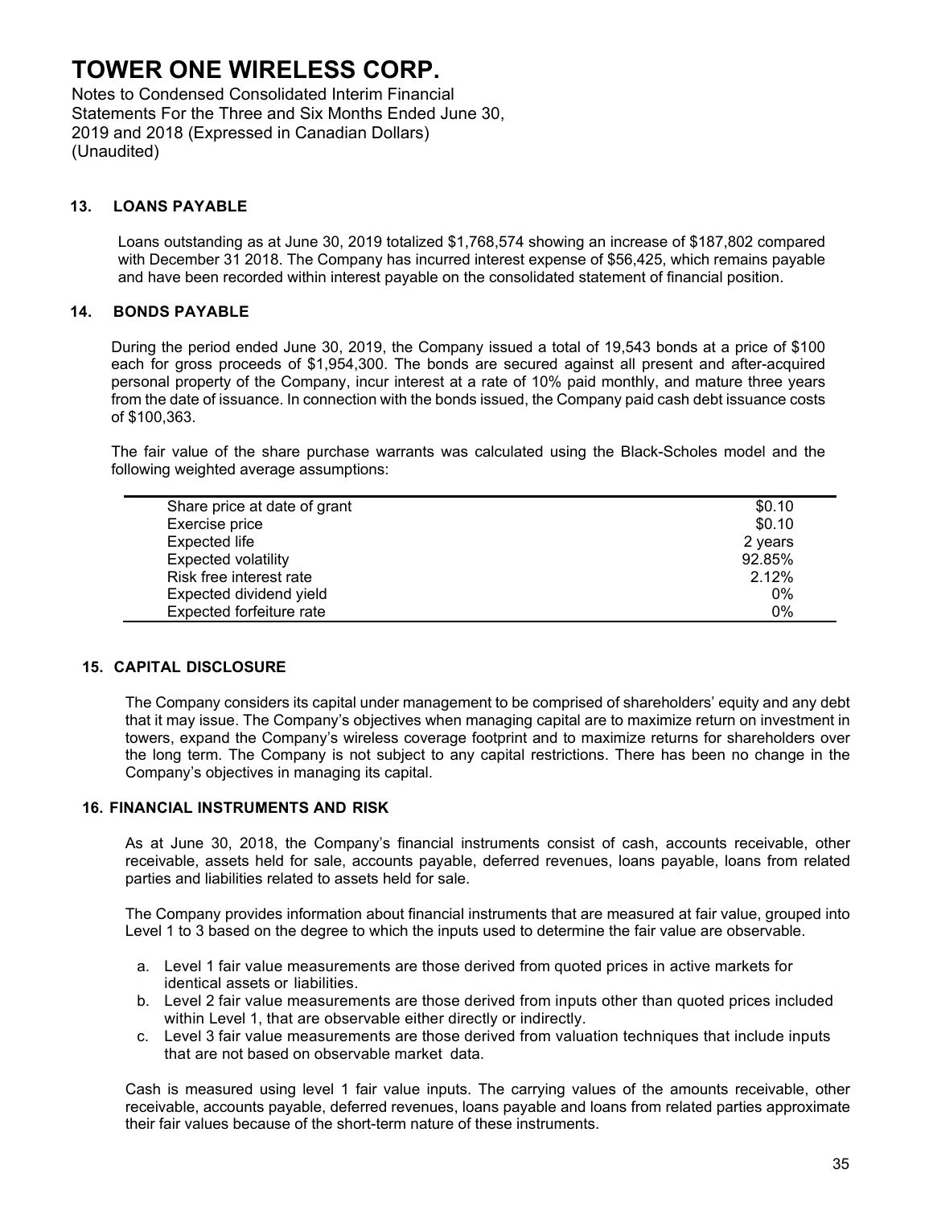# TOWER ONE WIRELESS CORP.

Notes to Condensed Consolidated Interim Financial Statements For the Three and Six Months Ended June 30, 2019 and 2018 (Expressed in Canadian Dollars) (Unaudited)

## 13. LOANS PAYABLE

Loans outstanding as at June 30, 2019 totalized $1,768,574 showing an increase of $187,802 compared with December 31 2018. The Company has incurred interest expense of $56,425, which remains payable and have been recorded within interest payable on the consolidated statement of financial position.

## 14. BONDS PAYABLE

During the period ended June 30, 2019, the Company issued a total of 19,543 bonds at a price of $100 each for gross proceeds of $1,954,300. The bonds are secured against all present and after-acquired personal property of the Company, incur interest at a rate of 10% paid monthly, and mature three years from the date of issuance. In connection with the bonds issued, the Company paid cash debt issuance costs of $100,363.

The fair value of the share purchase warrants was calculated using the Black-Scholes model and the following weighted average assumptions:

| | |
|---|---|
| Share price at date of grant | $0.10 |
| Exercise price | $0.10 |
| Expected life | 2 years |
| Expected volatility | 92.85% |
| Risk free interest rate | 2.12% |
| Expected dividend yield | 0% |
| Expected forfeiture rate | 0% |

## 15. CAPITAL DISCLOSURE

The Company considers its capital under management to be comprised of shareholders' equity and any debt that it may issue. The Company's objectives when managing capital are to maximize return on investment in towers, expand the Company's wireless coverage footprint and to maximize returns for shareholders over the long term. The Company is not subject to any capital restrictions. There has been no change in the Company's objectives in managing its capital.

## 16. FINANCIAL INSTRUMENTS AND RISK

As at June 30, 2018, the Company's financial instruments consist of cash, accounts receivable, other receivable, assets held for sale, accounts payable, deferred revenues, loans payable, loans from related parties and liabilities related to assets held for sale.

The Company provides information about financial instruments that are measured at fair value, grouped into Level 1 to 3 based on the degree to which the inputs used to determine the fair value are observable.

a. Level 1 fair value measurements are those derived from quoted prices in active markets for identical assets or liabilities.
b. Level 2 fair value measurements are those derived from inputs other than quoted prices included within Level 1, that are observable either directly or indirectly.
c. Level 3 fair value measurements are those derived from valuation techniques that include inputs that are not based on observable market data.

Cash is measured using level 1 fair value inputs. The carrying values of the amounts receivable, other receivable, accounts payable, deferred revenues, loans payable and loans from related parties approximate their fair values because of the short-term nature of these instruments.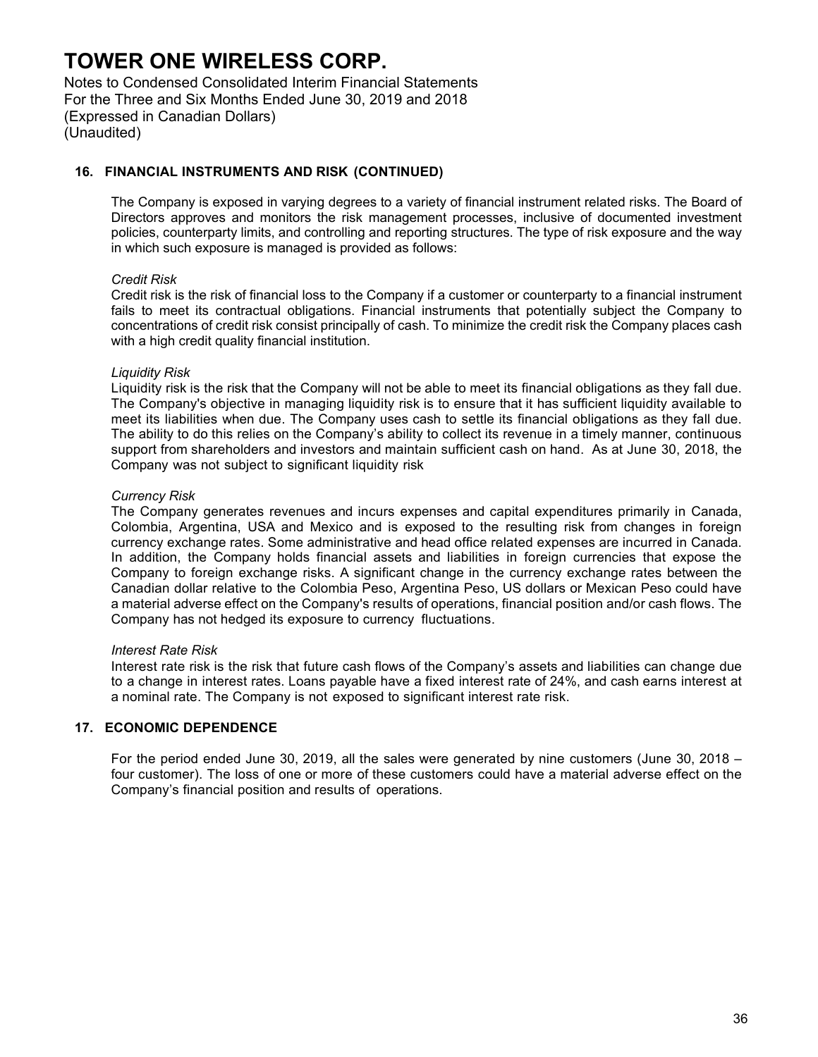# TOWER ONE WIRELESS CORP.

Notes to Condensed Consolidated Interim Financial Statements
For the Three and Six Months Ended June 30, 2019 and 2018
(Expressed in Canadian Dollars)
(Unaudited)

## 16. FINANCIAL INSTRUMENTS AND RISK (CONTINUED)

The Company is exposed in varying degrees to a variety of financial instrument related risks. The Board of Directors approves and monitors the risk management processes, inclusive of documented investment policies, counterparty limits, and controlling and reporting structures. The type of risk exposure and the way in which such exposure is managed is provided as follows:

*Credit Risk*

Credit risk is the risk of financial loss to the Company if a customer or counterparty to a financial instrument fails to meet its contractual obligations. Financial instruments that potentially subject the Company to concentrations of credit risk consist principally of cash. To minimize the credit risk the Company places cash with a high credit quality financial institution.

*Liquidity Risk*

Liquidity risk is the risk that the Company will not be able to meet its financial obligations as they fall due. The Company's objective in managing liquidity risk is to ensure that it has sufficient liquidity available to meet its liabilities when due. The Company uses cash to settle its financial obligations as they fall due. The ability to do this relies on the Company's ability to collect its revenue in a timely manner, continuous support from shareholders and investors and maintain sufficient cash on hand. As at June 30, 2018, the Company was not subject to significant liquidity risk

*Currency Risk*

The Company generates revenues and incurs expenses and capital expenditures primarily in Canada, Colombia, Argentina, USA and Mexico and is exposed to the resulting risk from changes in foreign currency exchange rates. Some administrative and head office related expenses are incurred in Canada. In addition, the Company holds financial assets and liabilities in foreign currencies that expose the Company to foreign exchange risks. A significant change in the currency exchange rates between the Canadian dollar relative to the Colombia Peso, Argentina Peso, US dollars or Mexican Peso could have a material adverse effect on the Company's results of operations, financial position and/or cash flows. The Company has not hedged its exposure to currency fluctuations.

*Interest Rate Risk*

Interest rate risk is the risk that future cash flows of the Company's assets and liabilities can change due to a change in interest rates. Loans payable have a fixed interest rate of 24%, and cash earns interest at a nominal rate. The Company is not exposed to significant interest rate risk.

## 17. ECONOMIC DEPENDENCE

For the period ended June 30, 2019, all the sales were generated by nine customers (June 30, 2018 – four customer). The loss of one or more of these customers could have a material adverse effect on the Company's financial position and results of operations.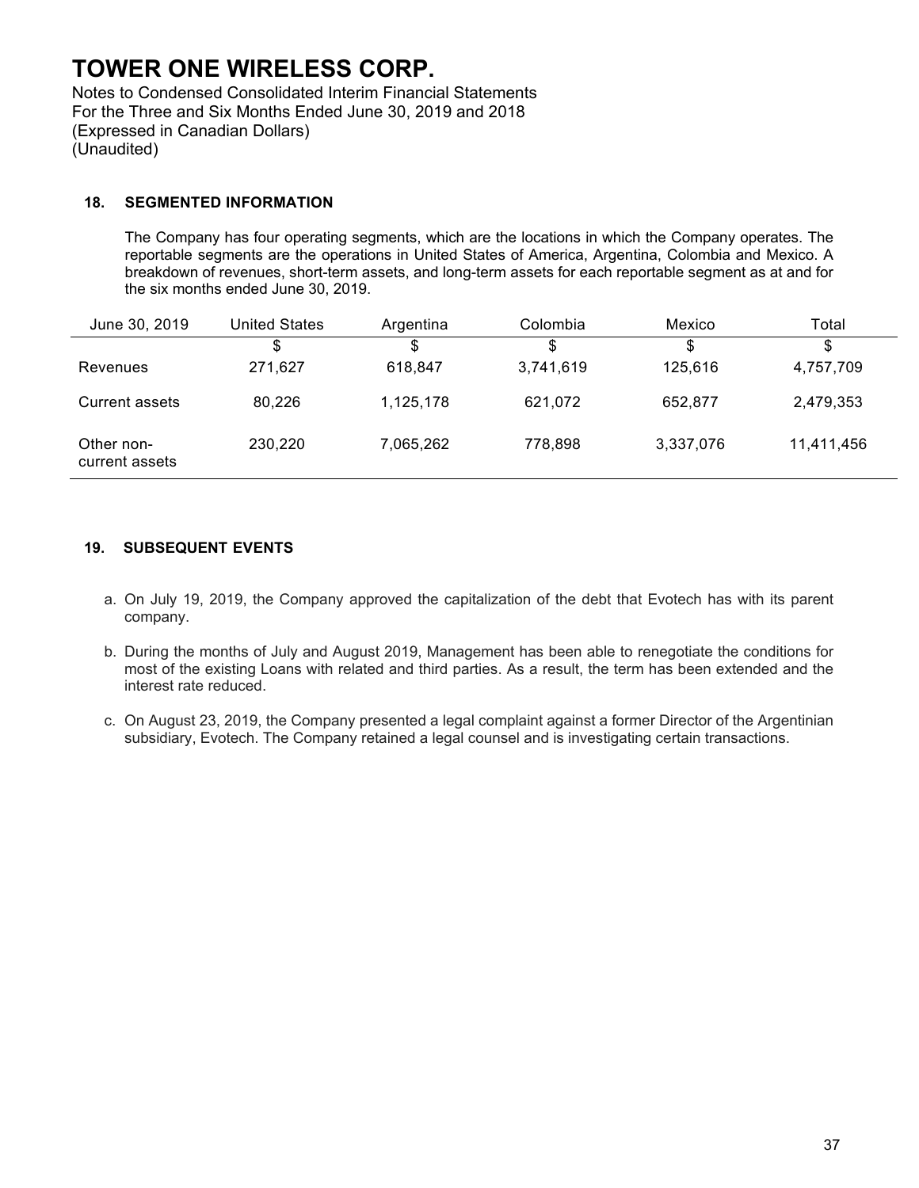# TOWER ONE WIRELESS CORP.

Notes to Condensed Consolidated Interim Financial Statements
For the Three and Six Months Ended June 30, 2019 and 2018
(Expressed in Canadian Dollars)
(Unaudited)

## 18. SEGMENTED INFORMATION

The Company has four operating segments, which are the locations in which the Company operates. The reportable segments are the operations in United States of America, Argentina, Colombia and Mexico. A breakdown of revenues, short-term assets, and long-term assets for each reportable segment as at and for the six months ended June 30, 2019.

| June 30, 2019 | United States | Argentina | Colombia | Mexico | Total |
|---|---|---|---|---|---|
| | $ | $ | $ | $ | $ |
| Revenues | 271,627 | 618,847 | 3,741,619 | 125,616 | 4,757,709 |
| Current assets | 80,226 | 1,125,178 | 621,072 | 652,877 | 2,479,353 |
| Other non-current assets | 230,220 | 7,065,262 | 778,898 | 3,337,076 | 11,411,456 |

## 19. SUBSEQUENT EVENTS

a. On July 19, 2019, the Company approved the capitalization of the debt that Evotech has with its parent company.

b. During the months of July and August 2019, Management has been able to renegotiate the conditions for most of the existing Loans with related and third parties. As a result, the term has been extended and the interest rate reduced.

c. On August 23, 2019, the Company presented a legal complaint against a former Director of the Argentinian subsidiary, Evotech. The Company retained a legal counsel and is investigating certain transactions.